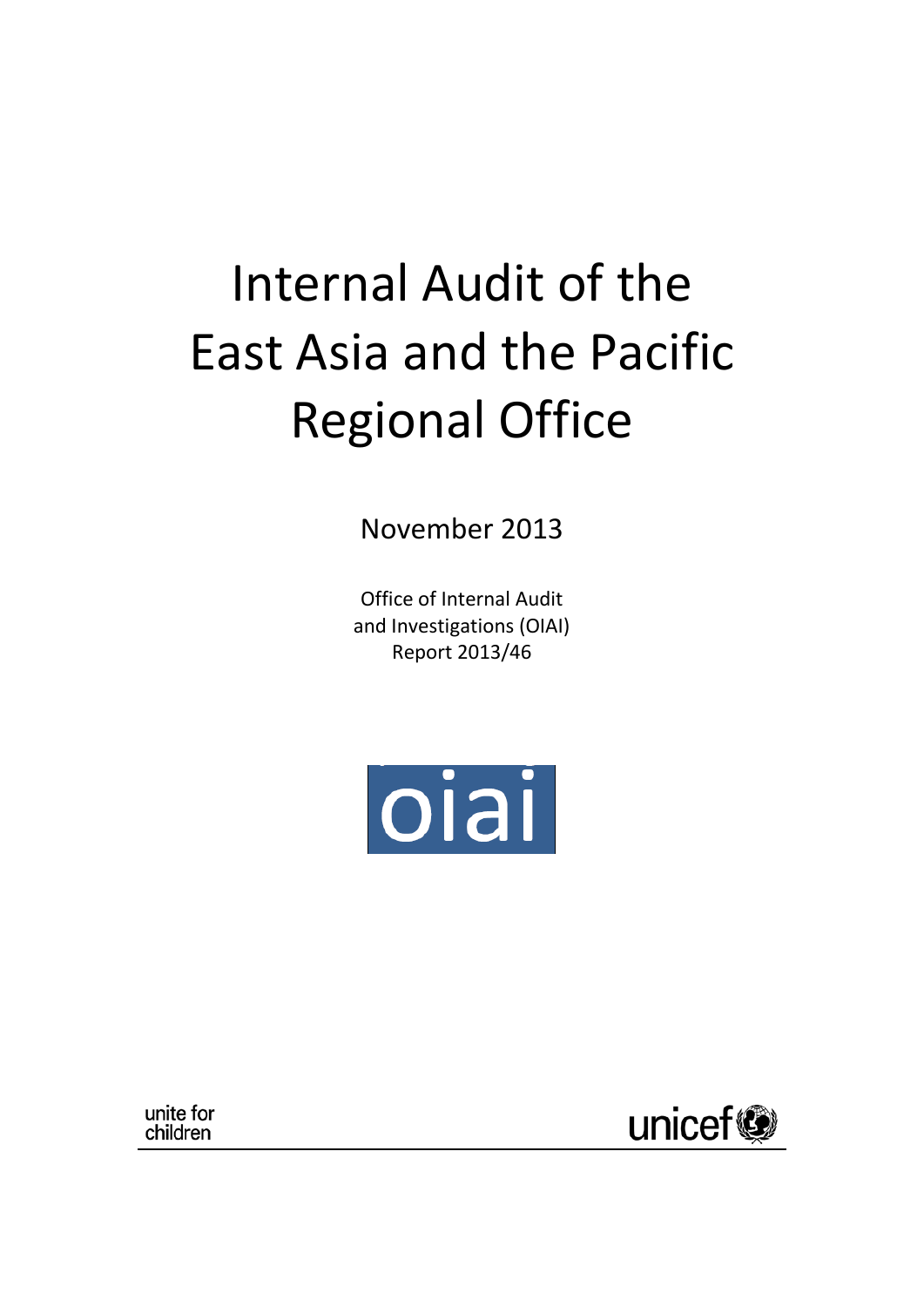# Internal Audit of the East Asia and the Pacific Regional Office

November 2013

Office of Internal Audit
and Investigations (OIAI)
Report 2013/46

oiai

unite for
children

unicef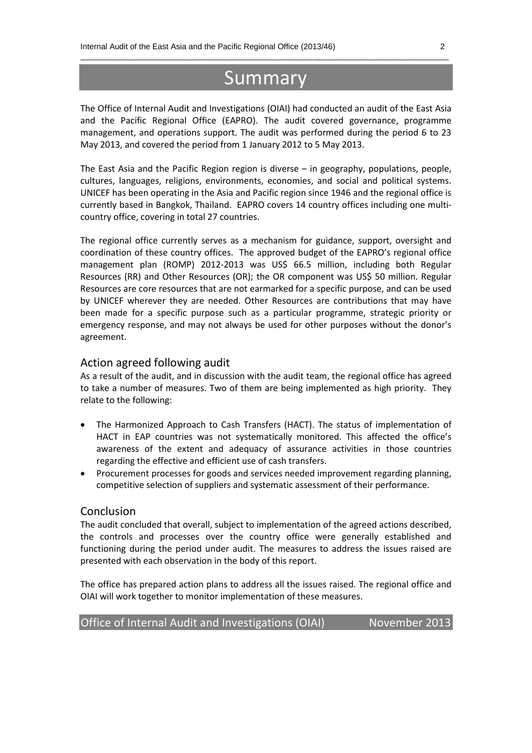# Summary

The Office of Internal Audit and Investigations (OIAI) had conducted an audit of the East Asia and the Pacific Regional Office (EAPRO). The audit covered governance, programme management, and operations support. The audit was performed during the period 6 to 23 May 2013, and covered the period from 1 January 2012 to 5 May 2013.

The East Asia and the Pacific Region region is diverse – in geography, populations, people, cultures, languages, religions, environments, economies, and social and political systems. UNICEF has been operating in the Asia and Pacific region since 1946 and the regional office is currently based in Bangkok, Thailand. EAPRO covers 14 country offices including one multi-country office, covering in total 27 countries.

The regional office currently serves as a mechanism for guidance, support, oversight and coordination of these country offices. The approved budget of the EAPRO's regional office management plan (ROMP) 2012-2013 was US$ 66.5 million, including both Regular Resources (RR) and Other Resources (OR); the OR component was US$ 50 million. Regular Resources are core resources that are not earmarked for a specific purpose, and can be used by UNICEF wherever they are needed. Other Resources are contributions that may have been made for a specific purpose such as a particular programme, strategic priority or emergency response, and may not always be used for other purposes without the donor's agreement.

## Action agreed following audit

As a result of the audit, and in discussion with the audit team, the regional office has agreed to take a number of measures. Two of them are being implemented as high priority. They relate to the following:

- The Harmonized Approach to Cash Transfers (HACT). The status of implementation of HACT in EAP countries was not systematically monitored. This affected the office's awareness of the extent and adequacy of assurance activities in those countries regarding the effective and efficient use of cash transfers.
- Procurement processes for goods and services needed improvement regarding planning, competitive selection of suppliers and systematic assessment of their performance.

## Conclusion

The audit concluded that overall, subject to implementation of the agreed actions described, the controls and processes over the country office were generally established and functioning during the period under audit. The measures to address the issues raised are presented with each observation in the body of this report.

The office has prepared action plans to address all the issues raised. The regional office and OIAI will work together to monitor implementation of these measures.

Office of Internal Audit and Investigations (OIAI) November 2013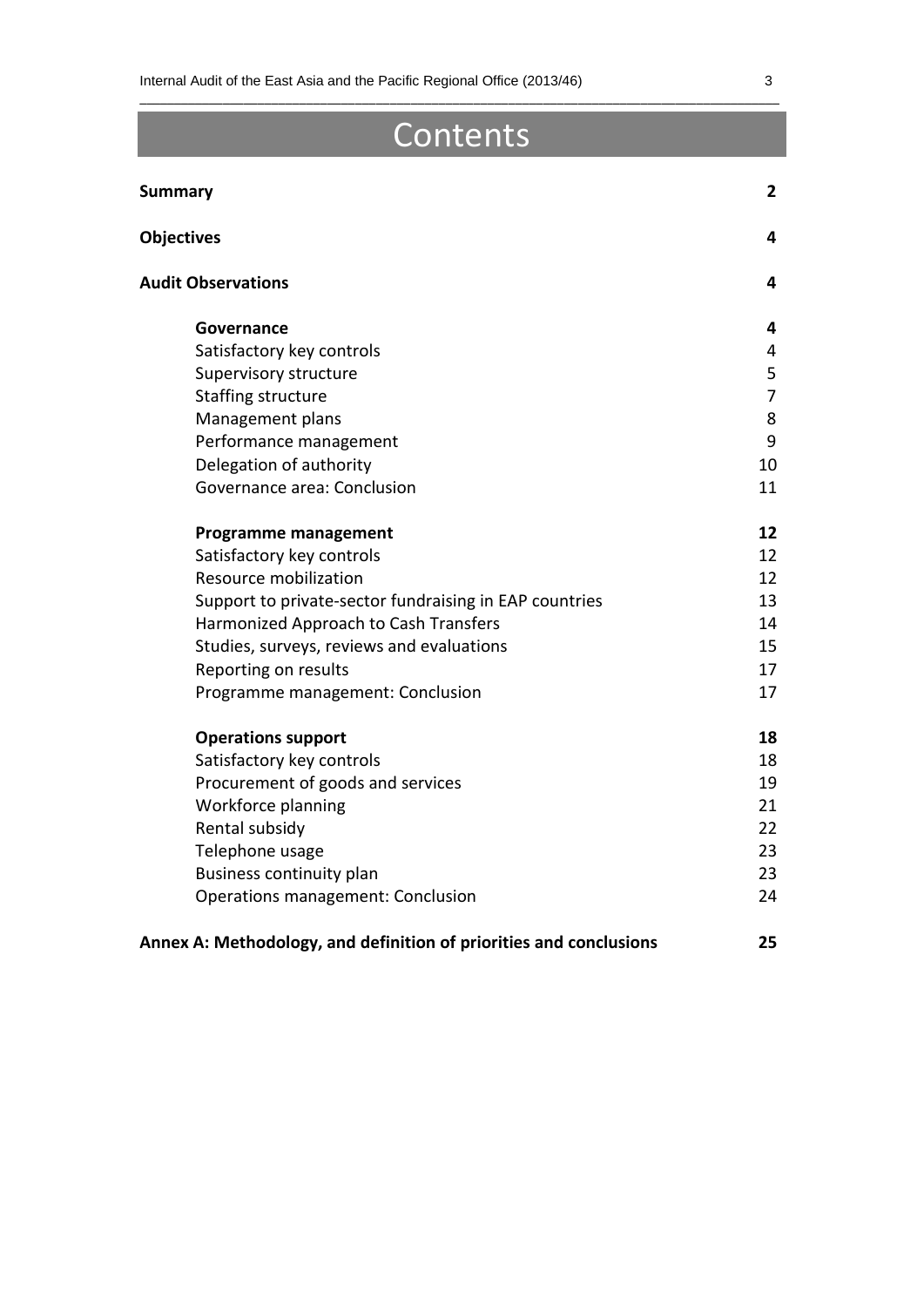# Contents

| | |
|---|---|
| **Summary** | **2** |
| **Objectives** | **4** |
| **Audit Observations** | **4** |
| **Governance** | **4** |
| Satisfactory key controls | 4 |
| Supervisory structure | 5 |
| Staffing structure | 7 |
| Management plans | 8 |
| Performance management | 9 |
| Delegation of authority | 10 |
| Governance area: Conclusion | 11 |
| **Programme management** | **12** |
| Satisfactory key controls | 12 |
| Resource mobilization | 12 |
| Support to private-sector fundraising in EAP countries | 13 |
| Harmonized Approach to Cash Transfers | 14 |
| Studies, surveys, reviews and evaluations | 15 |
| Reporting on results | 17 |
| Programme management: Conclusion | 17 |
| **Operations support** | **18** |
| Satisfactory key controls | 18 |
| Procurement of goods and services | 19 |
| Workforce planning | 21 |
| Rental subsidy | 22 |
| Telephone usage | 23 |
| Business continuity plan | 23 |
| Operations management: Conclusion | 24 |
| **Annex A: Methodology, and definition of priorities and conclusions** | **25** |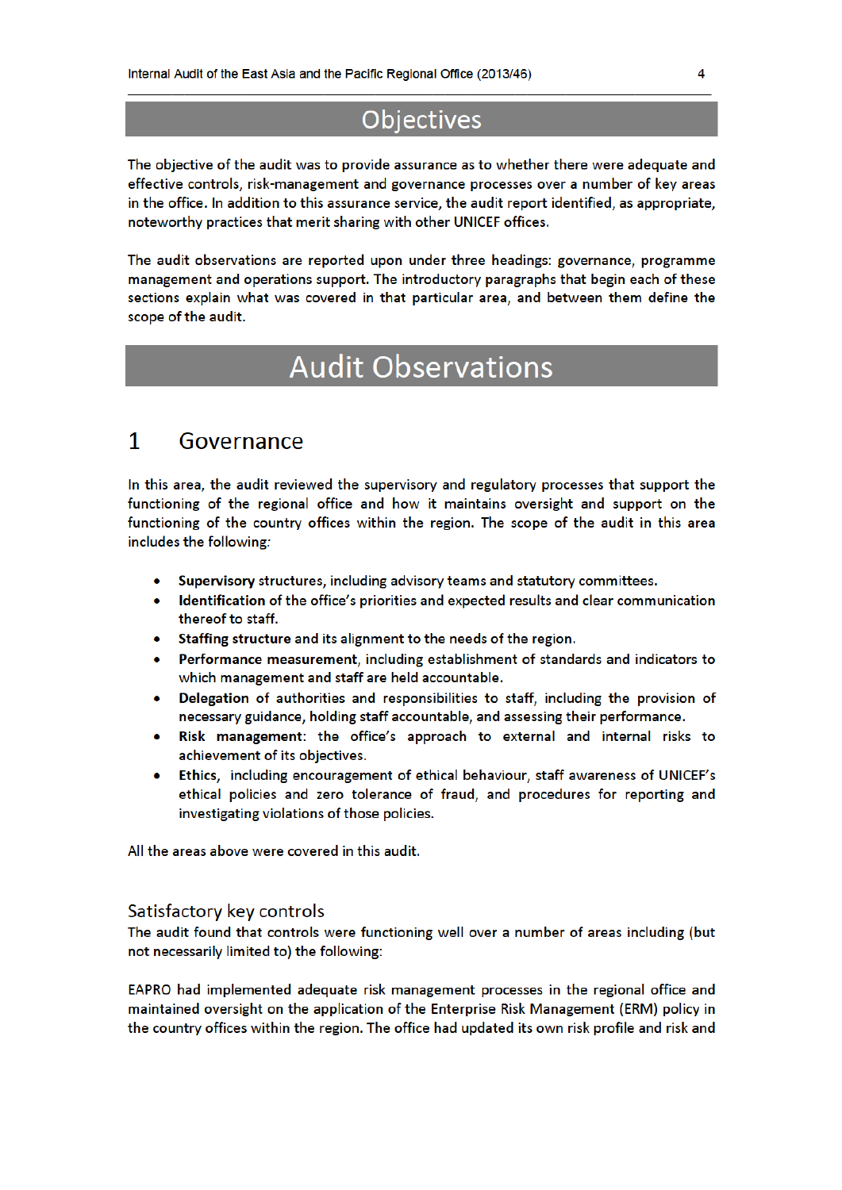# Objectives

The objective of the audit was to provide assurance as to whether there were adequate and effective controls, risk-management and governance processes over a number of key areas in the office. In addition to this assurance service, the audit report identified, as appropriate, noteworthy practices that merit sharing with other UNICEF offices.

The audit observations are reported upon under three headings: governance, programme management and operations support. The introductory paragraphs that begin each of these sections explain what was covered in that particular area, and between them define the scope of the audit.

# Audit Observations

## 1 Governance

In this area, the audit reviewed the supervisory and regulatory processes that support the functioning of the regional office and how it maintains oversight and support on the functioning of the country offices within the region. The scope of the audit in this area includes the following:

- **Supervisory** structures, including advisory teams and statutory committees.
- **Identification** of the office's priorities and expected results and clear communication thereof to staff.
- **Staffing structure** and its alignment to the needs of the region.
- **Performance measurement**, including establishment of standards and indicators to which management and staff are held accountable.
- **Delegation** of authorities and responsibilities to staff, including the provision of necessary guidance, holding staff accountable, and assessing their performance.
- **Risk management**: the office's approach to external and internal risks to achievement of its objectives.
- **Ethics**, including encouragement of ethical behaviour, staff awareness of UNICEF's ethical policies and zero tolerance of fraud, and procedures for reporting and investigating violations of those policies.

All the areas above were covered in this audit.

### Satisfactory key controls

The audit found that controls were functioning well over a number of areas including (but not necessarily limited to) the following:

EAPRO had implemented adequate risk management processes in the regional office and maintained oversight on the application of the Enterprise Risk Management (ERM) policy in the country offices within the region. The office had updated its own risk profile and risk and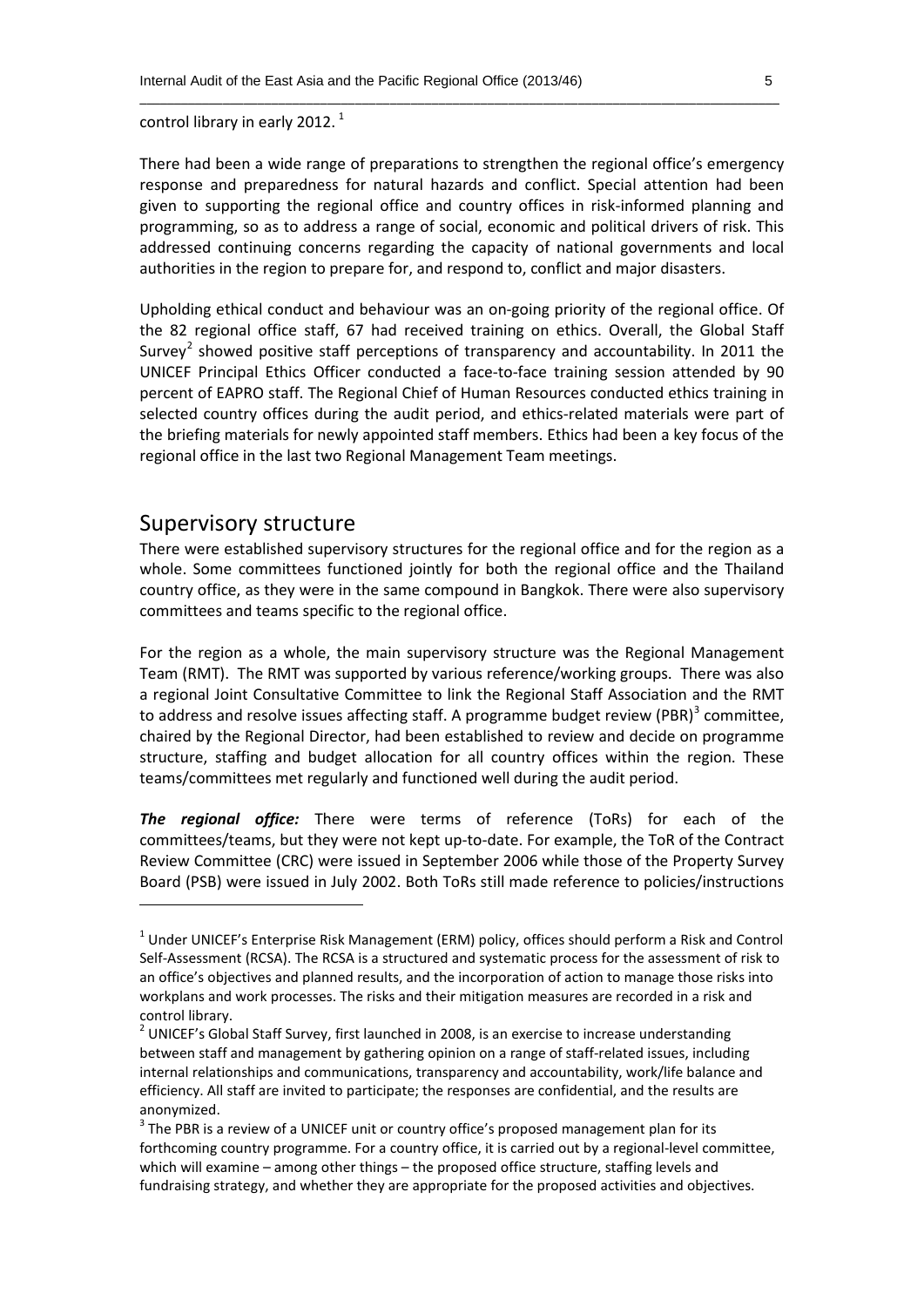control library in early 2012. [1]

There had been a wide range of preparations to strengthen the regional office's emergency response and preparedness for natural hazards and conflict. Special attention had been given to supporting the regional office and country offices in risk-informed planning and programming, so as to address a range of social, economic and political drivers of risk. This addressed continuing concerns regarding the capacity of national governments and local authorities in the region to prepare for, and respond to, conflict and major disasters.

Upholding ethical conduct and behaviour was an on-going priority of the regional office. Of the 82 regional office staff, 67 had received training on ethics. Overall, the Global Staff Survey[2] showed positive staff perceptions of transparency and accountability. In 2011 the UNICEF Principal Ethics Officer conducted a face-to-face training session attended by 90 percent of EAPRO staff. The Regional Chief of Human Resources conducted ethics training in selected country offices during the audit period, and ethics-related materials were part of the briefing materials for newly appointed staff members. Ethics had been a key focus of the regional office in the last two Regional Management Team meetings.

## Supervisory structure

There were established supervisory structures for the regional office and for the region as a whole. Some committees functioned jointly for both the regional office and the Thailand country office, as they were in the same compound in Bangkok. There were also supervisory committees and teams specific to the regional office.

For the region as a whole, the main supervisory structure was the Regional Management Team (RMT). The RMT was supported by various reference/working groups. There was also a regional Joint Consultative Committee to link the Regional Staff Association and the RMT to address and resolve issues affecting staff. A programme budget review (PBR)[3] committee, chaired by the Regional Director, had been established to review and decide on programme structure, staffing and budget allocation for all country offices within the region. These teams/committees met regularly and functioned well during the audit period.

***The regional office:*** There were terms of reference (ToRs) for each of the committees/teams, but they were not kept up-to-date. For example, the ToR of the Contract Review Committee (CRC) were issued in September 2006 while those of the Property Survey Board (PSB) were issued in July 2002. Both ToRs still made reference to policies/instructions

---

[1] Under UNICEF's Enterprise Risk Management (ERM) policy, offices should perform a Risk and Control Self-Assessment (RCSA). The RCSA is a structured and systematic process for the assessment of risk to an office's objectives and planned results, and the incorporation of action to manage those risks into workplans and work processes. The risks and their mitigation measures are recorded in a risk and control library.

[2] UNICEF's Global Staff Survey, first launched in 2008, is an exercise to increase understanding between staff and management by gathering opinion on a range of staff-related issues, including internal relationships and communications, transparency and accountability, work/life balance and efficiency. All staff are invited to participate; the responses are confidential, and the results are anonymized.

[3] The PBR is a review of a UNICEF unit or country office's proposed management plan for its forthcoming country programme. For a country office, it is carried out by a regional-level committee, which will examine – among other things – the proposed office structure, staffing levels and fundraising strategy, and whether they are appropriate for the proposed activities and objectives.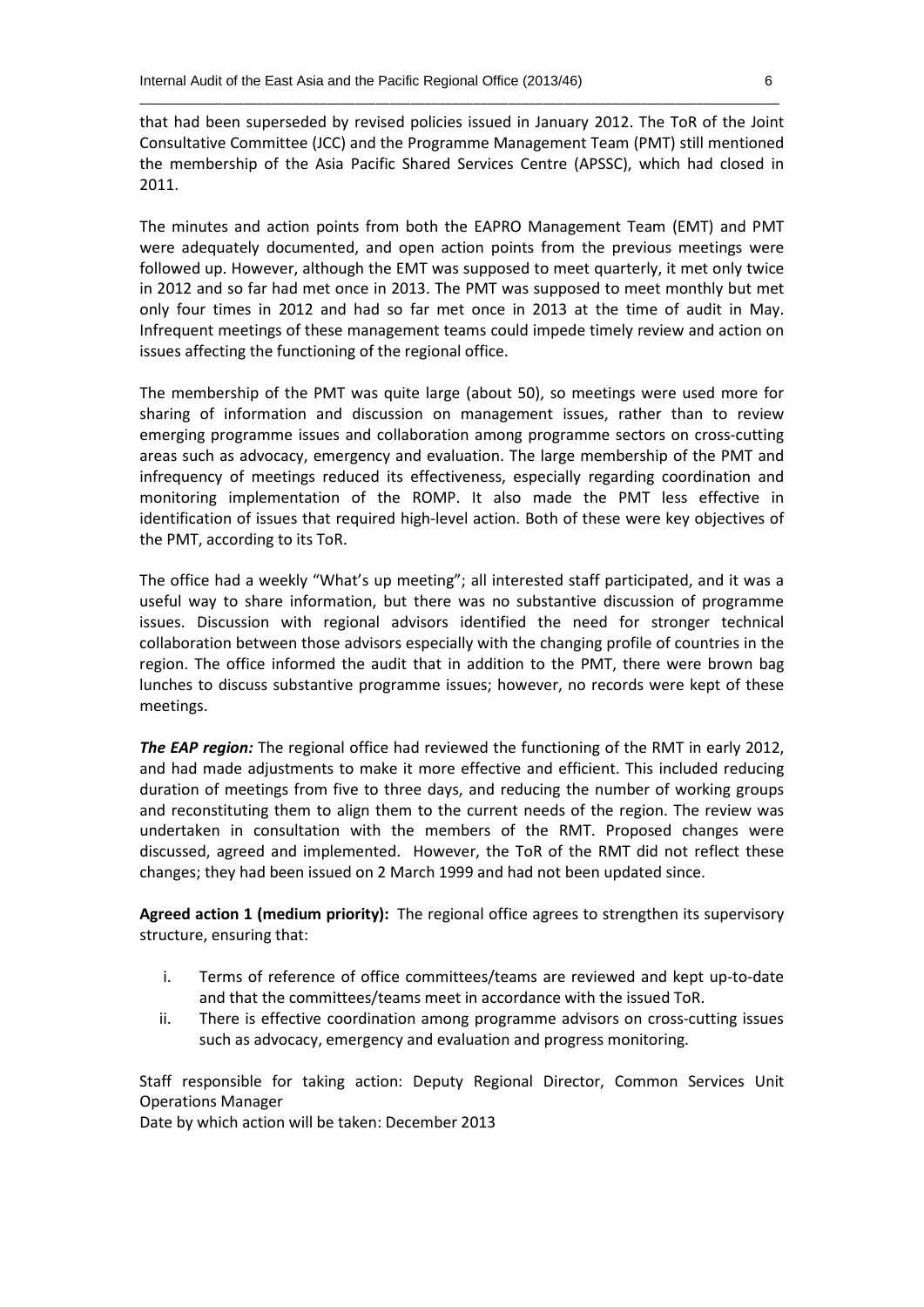that had been superseded by revised policies issued in January 2012. The ToR of the Joint Consultative Committee (JCC) and the Programme Management Team (PMT) still mentioned the membership of the Asia Pacific Shared Services Centre (APSSC), which had closed in 2011.

The minutes and action points from both the EAPRO Management Team (EMT) and PMT were adequately documented, and open action points from the previous meetings were followed up. However, although the EMT was supposed to meet quarterly, it met only twice in 2012 and so far had met once in 2013. The PMT was supposed to meet monthly but met only four times in 2012 and had so far met once in 2013 at the time of audit in May. Infrequent meetings of these management teams could impede timely review and action on issues affecting the functioning of the regional office.

The membership of the PMT was quite large (about 50), so meetings were used more for sharing of information and discussion on management issues, rather than to review emerging programme issues and collaboration among programme sectors on cross-cutting areas such as advocacy, emergency and evaluation. The large membership of the PMT and infrequency of meetings reduced its effectiveness, especially regarding coordination and monitoring implementation of the ROMP. It also made the PMT less effective in identification of issues that required high-level action. Both of these were key objectives of the PMT, according to its ToR.

The office had a weekly "What's up meeting"; all interested staff participated, and it was a useful way to share information, but there was no substantive discussion of programme issues. Discussion with regional advisors identified the need for stronger technical collaboration between those advisors especially with the changing profile of countries in the region. The office informed the audit that in addition to the PMT, there were brown bag lunches to discuss substantive programme issues; however, no records were kept of these meetings.

***The EAP region:*** The regional office had reviewed the functioning of the RMT in early 2012, and had made adjustments to make it more effective and efficient. This included reducing duration of meetings from five to three days, and reducing the number of working groups and reconstituting them to align them to the current needs of the region. The review was undertaken in consultation with the members of the RMT. Proposed changes were discussed, agreed and implemented. However, the ToR of the RMT did not reflect these changes; they had been issued on 2 March 1999 and had not been updated since.

**Agreed action 1 (medium priority):** The regional office agrees to strengthen its supervisory structure, ensuring that:

i. Terms of reference of office committees/teams are reviewed and kept up-to-date and that the committees/teams meet in accordance with the issued ToR.
ii. There is effective coordination among programme advisors on cross-cutting issues such as advocacy, emergency and evaluation and progress monitoring.

Staff responsible for taking action: Deputy Regional Director, Common Services Unit Operations Manager
Date by which action will be taken: December 2013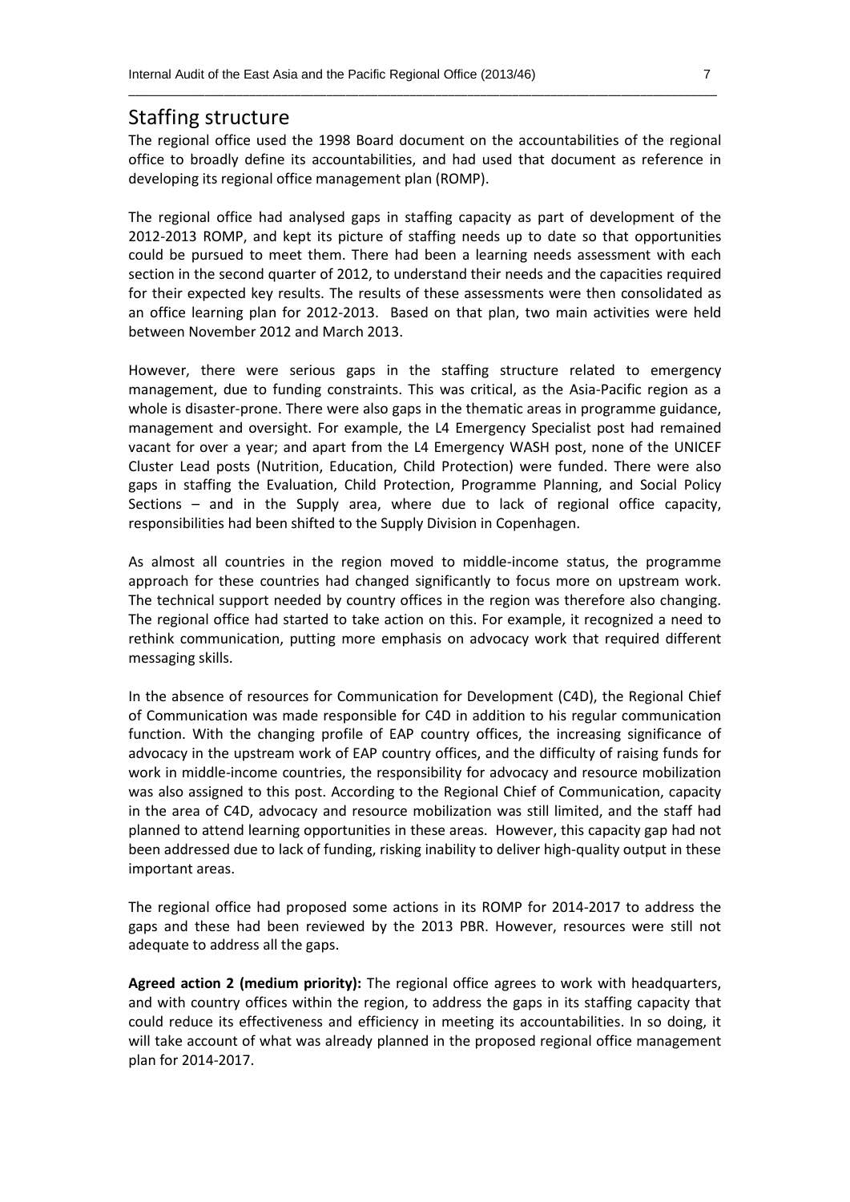## Staffing structure

The regional office used the 1998 Board document on the accountabilities of the regional office to broadly define its accountabilities, and had used that document as reference in developing its regional office management plan (ROMP).

The regional office had analysed gaps in staffing capacity as part of development of the 2012-2013 ROMP, and kept its picture of staffing needs up to date so that opportunities could be pursued to meet them. There had been a learning needs assessment with each section in the second quarter of 2012, to understand their needs and the capacities required for their expected key results. The results of these assessments were then consolidated as an office learning plan for 2012-2013. Based on that plan, two main activities were held between November 2012 and March 2013.

However, there were serious gaps in the staffing structure related to emergency management, due to funding constraints. This was critical, as the Asia-Pacific region as a whole is disaster-prone. There were also gaps in the thematic areas in programme guidance, management and oversight. For example, the L4 Emergency Specialist post had remained vacant for over a year; and apart from the L4 Emergency WASH post, none of the UNICEF Cluster Lead posts (Nutrition, Education, Child Protection) were funded. There were also gaps in staffing the Evaluation, Child Protection, Programme Planning, and Social Policy Sections – and in the Supply area, where due to lack of regional office capacity, responsibilities had been shifted to the Supply Division in Copenhagen.

As almost all countries in the region moved to middle-income status, the programme approach for these countries had changed significantly to focus more on upstream work. The technical support needed by country offices in the region was therefore also changing. The regional office had started to take action on this. For example, it recognized a need to rethink communication, putting more emphasis on advocacy work that required different messaging skills.

In the absence of resources for Communication for Development (C4D), the Regional Chief of Communication was made responsible for C4D in addition to his regular communication function. With the changing profile of EAP country offices, the increasing significance of advocacy in the upstream work of EAP country offices, and the difficulty of raising funds for work in middle-income countries, the responsibility for advocacy and resource mobilization was also assigned to this post. According to the Regional Chief of Communication, capacity in the area of C4D, advocacy and resource mobilization was still limited, and the staff had planned to attend learning opportunities in these areas. However, this capacity gap had not been addressed due to lack of funding, risking inability to deliver high-quality output in these important areas.

The regional office had proposed some actions in its ROMP for 2014-2017 to address the gaps and these had been reviewed by the 2013 PBR. However, resources were still not adequate to address all the gaps.

**Agreed action 2 (medium priority):** The regional office agrees to work with headquarters, and with country offices within the region, to address the gaps in its staffing capacity that could reduce its effectiveness and efficiency in meeting its accountabilities. In so doing, it will take account of what was already planned in the proposed regional office management plan for 2014-2017.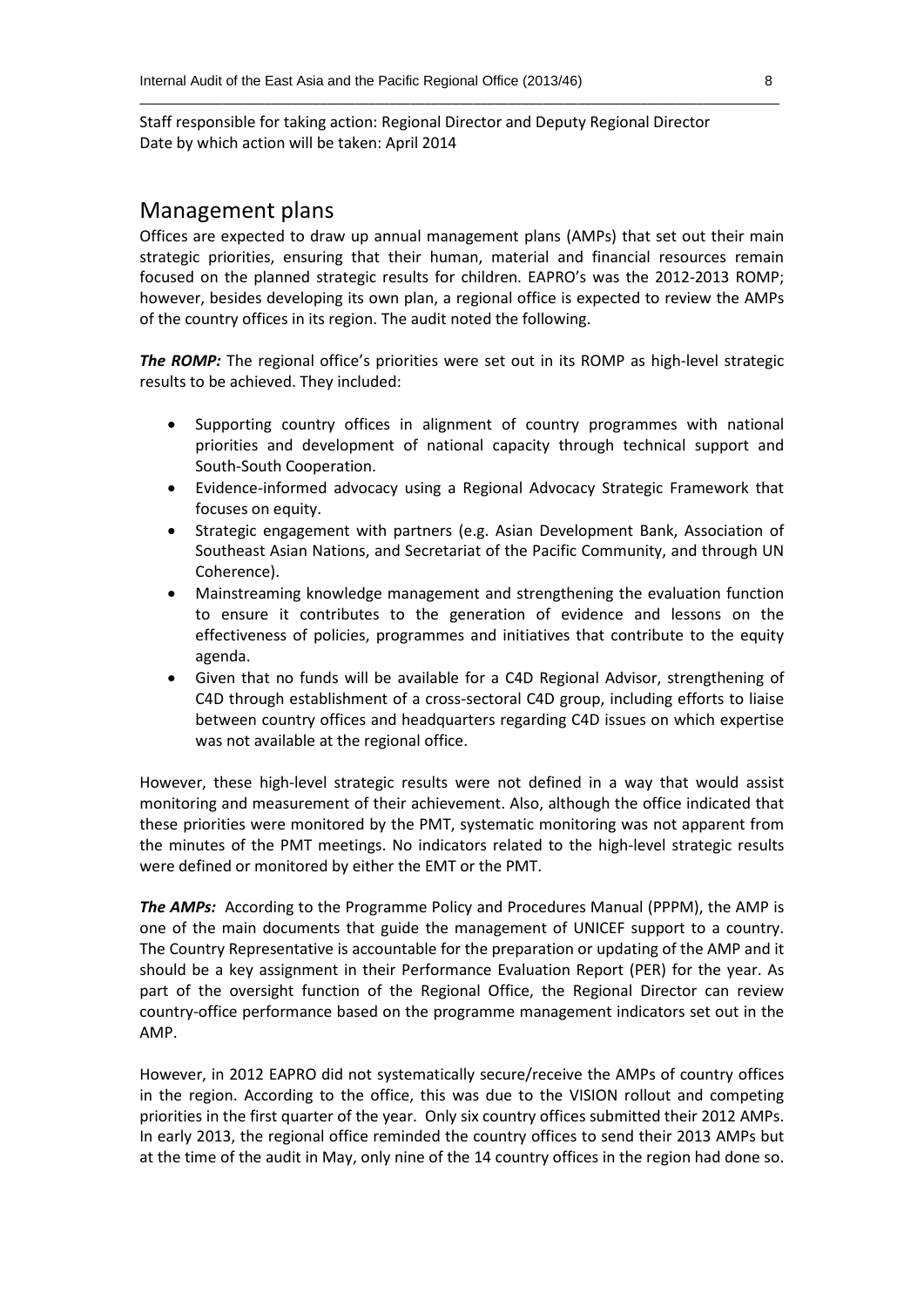Staff responsible for taking action: Regional Director and Deputy Regional Director
Date by which action will be taken: April 2014

## Management plans

Offices are expected to draw up annual management plans (AMPs) that set out their main strategic priorities, ensuring that their human, material and financial resources remain focused on the planned strategic results for children. EAPRO's was the 2012-2013 ROMP; however, besides developing its own plan, a regional office is expected to review the AMPs of the country offices in its region. The audit noted the following.

***The ROMP:*** The regional office's priorities were set out in its ROMP as high-level strategic results to be achieved. They included:

- Supporting country offices in alignment of country programmes with national priorities and development of national capacity through technical support and South-South Cooperation.
- Evidence-informed advocacy using a Regional Advocacy Strategic Framework that focuses on equity.
- Strategic engagement with partners (e.g. Asian Development Bank, Association of Southeast Asian Nations, and Secretariat of the Pacific Community, and through UN Coherence).
- Mainstreaming knowledge management and strengthening the evaluation function to ensure it contributes to the generation of evidence and lessons on the effectiveness of policies, programmes and initiatives that contribute to the equity agenda.
- Given that no funds will be available for a C4D Regional Advisor, strengthening of C4D through establishment of a cross-sectoral C4D group, including efforts to liaise between country offices and headquarters regarding C4D issues on which expertise was not available at the regional office.

However, these high-level strategic results were not defined in a way that would assist monitoring and measurement of their achievement. Also, although the office indicated that these priorities were monitored by the PMT, systematic monitoring was not apparent from the minutes of the PMT meetings. No indicators related to the high-level strategic results were defined or monitored by either the EMT or the PMT.

***The AMPs:*** According to the Programme Policy and Procedures Manual (PPPM), the AMP is one of the main documents that guide the management of UNICEF support to a country. The Country Representative is accountable for the preparation or updating of the AMP and it should be a key assignment in their Performance Evaluation Report (PER) for the year. As part of the oversight function of the Regional Office, the Regional Director can review country-office performance based on the programme management indicators set out in the AMP.

However, in 2012 EAPRO did not systematically secure/receive the AMPs of country offices in the region. According to the office, this was due to the VISION rollout and competing priorities in the first quarter of the year. Only six country offices submitted their 2012 AMPs. In early 2013, the regional office reminded the country offices to send their 2013 AMPs but at the time of the audit in May, only nine of the 14 country offices in the region had done so.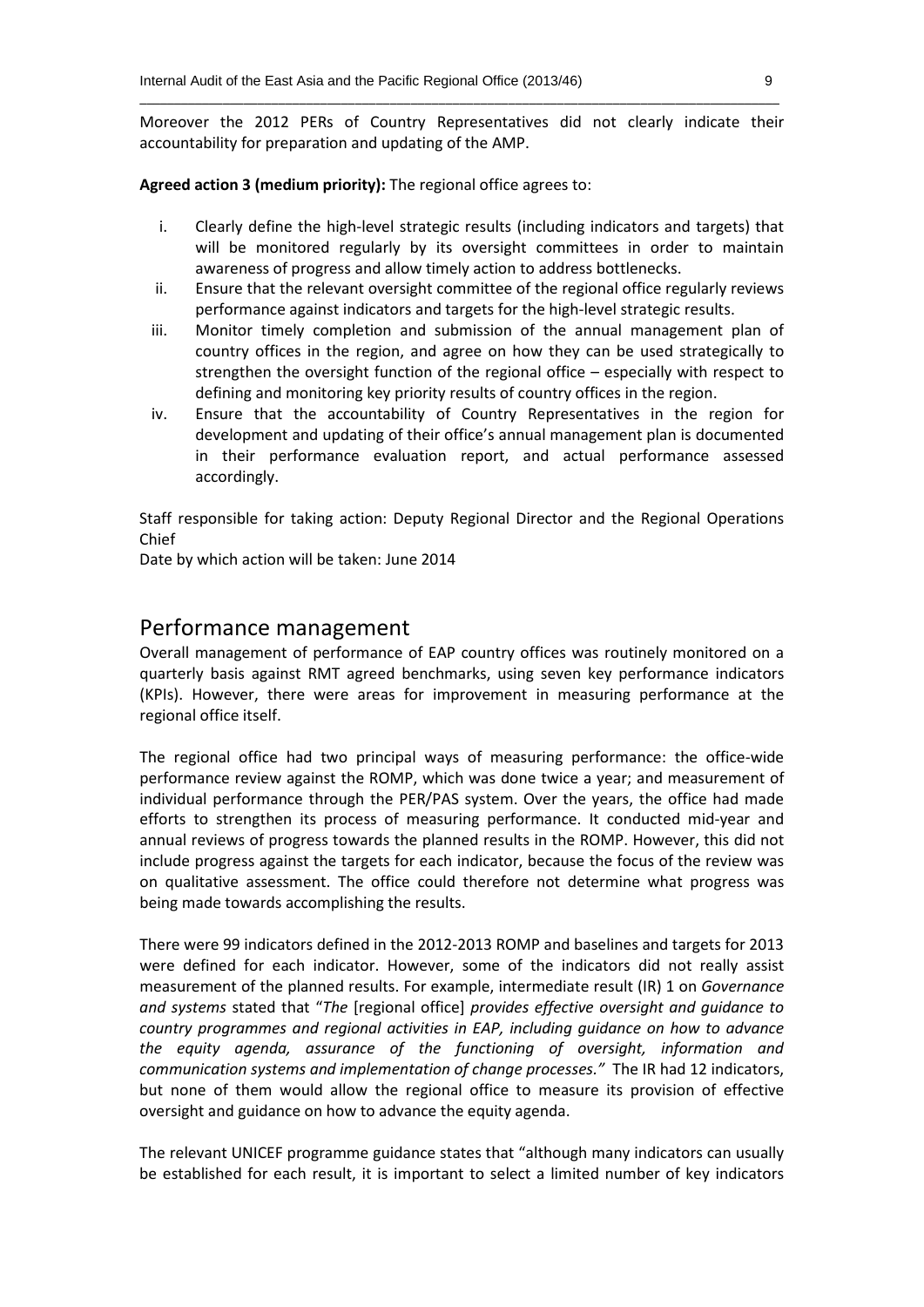Moreover the 2012 PERs of Country Representatives did not clearly indicate their accountability for preparation and updating of the AMP.

**Agreed action 3 (medium priority):** The regional office agrees to:

i. Clearly define the high-level strategic results (including indicators and targets) that will be monitored regularly by its oversight committees in order to maintain awareness of progress and allow timely action to address bottlenecks.
ii. Ensure that the relevant oversight committee of the regional office regularly reviews performance against indicators and targets for the high-level strategic results.
iii. Monitor timely completion and submission of the annual management plan of country offices in the region, and agree on how they can be used strategically to strengthen the oversight function of the regional office – especially with respect to defining and monitoring key priority results of country offices in the region.
iv. Ensure that the accountability of Country Representatives in the region for development and updating of their office's annual management plan is documented in their performance evaluation report, and actual performance assessed accordingly.

Staff responsible for taking action: Deputy Regional Director and the Regional Operations Chief
Date by which action will be taken: June 2014

## Performance management

Overall management of performance of EAP country offices was routinely monitored on a quarterly basis against RMT agreed benchmarks, using seven key performance indicators (KPIs). However, there were areas for improvement in measuring performance at the regional office itself.

The regional office had two principal ways of measuring performance: the office-wide performance review against the ROMP, which was done twice a year; and measurement of individual performance through the PER/PAS system. Over the years, the office had made efforts to strengthen its process of measuring performance. It conducted mid-year and annual reviews of progress towards the planned results in the ROMP. However, this did not include progress against the targets for each indicator, because the focus of the review was on qualitative assessment. The office could therefore not determine what progress was being made towards accomplishing the results.

There were 99 indicators defined in the 2012-2013 ROMP and baselines and targets for 2013 were defined for each indicator. However, some of the indicators did not really assist measurement of the planned results. For example, intermediate result (IR) 1 on *Governance and systems* stated that "*The* [regional office] *provides effective oversight and guidance to country programmes and regional activities in EAP, including guidance on how to advance the equity agenda, assurance of the functioning of oversight, information and communication systems and implementation of change processes."* The IR had 12 indicators, but none of them would allow the regional office to measure its provision of effective oversight and guidance on how to advance the equity agenda.

The relevant UNICEF programme guidance states that "although many indicators can usually be established for each result, it is important to select a limited number of key indicators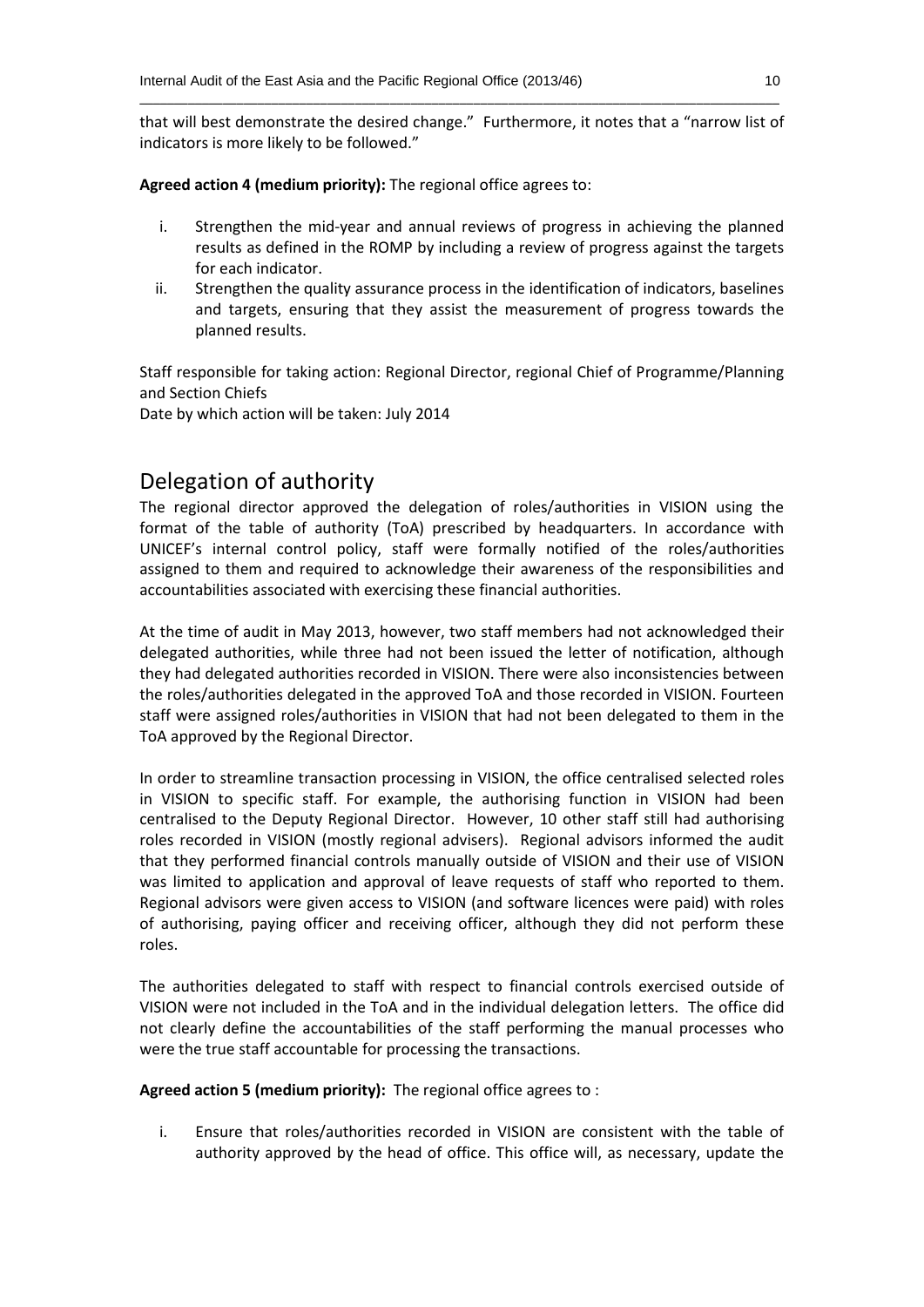that will best demonstrate the desired change." Furthermore, it notes that a "narrow list of indicators is more likely to be followed."

**Agreed action 4 (medium priority):** The regional office agrees to:

i. Strengthen the mid-year and annual reviews of progress in achieving the planned results as defined in the ROMP by including a review of progress against the targets for each indicator.
ii. Strengthen the quality assurance process in the identification of indicators, baselines and targets, ensuring that they assist the measurement of progress towards the planned results.

Staff responsible for taking action: Regional Director, regional Chief of Programme/Planning and Section Chiefs
Date by which action will be taken: July 2014

## Delegation of authority

The regional director approved the delegation of roles/authorities in VISION using the format of the table of authority (ToA) prescribed by headquarters. In accordance with UNICEF's internal control policy, staff were formally notified of the roles/authorities assigned to them and required to acknowledge their awareness of the responsibilities and accountabilities associated with exercising these financial authorities.

At the time of audit in May 2013, however, two staff members had not acknowledged their delegated authorities, while three had not been issued the letter of notification, although they had delegated authorities recorded in VISION. There were also inconsistencies between the roles/authorities delegated in the approved ToA and those recorded in VISION. Fourteen staff were assigned roles/authorities in VISION that had not been delegated to them in the ToA approved by the Regional Director.

In order to streamline transaction processing in VISION, the office centralised selected roles in VISION to specific staff. For example, the authorising function in VISION had been centralised to the Deputy Regional Director. However, 10 other staff still had authorising roles recorded in VISION (mostly regional advisers). Regional advisors informed the audit that they performed financial controls manually outside of VISION and their use of VISION was limited to application and approval of leave requests of staff who reported to them. Regional advisors were given access to VISION (and software licences were paid) with roles of authorising, paying officer and receiving officer, although they did not perform these roles.

The authorities delegated to staff with respect to financial controls exercised outside of VISION were not included in the ToA and in the individual delegation letters. The office did not clearly define the accountabilities of the staff performing the manual processes who were the true staff accountable for processing the transactions.

**Agreed action 5 (medium priority):** The regional office agrees to :

i. Ensure that roles/authorities recorded in VISION are consistent with the table of authority approved by the head of office. This office will, as necessary, update the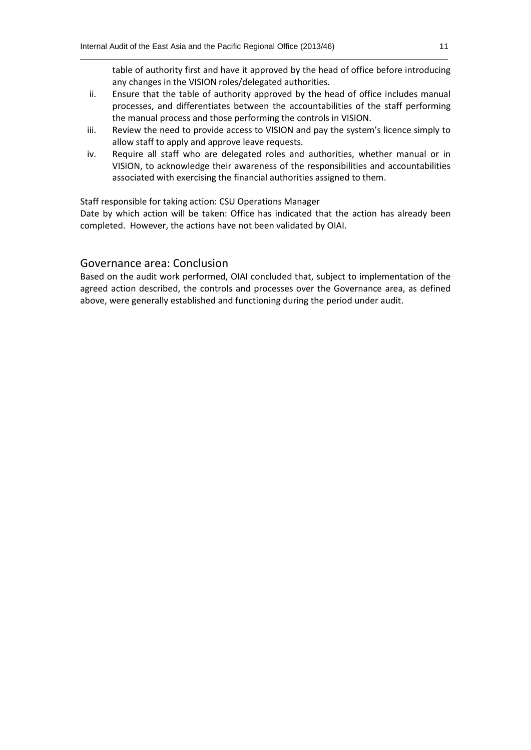table of authority first and have it approved by the head of office before introducing any changes in the VISION roles/delegated authorities.

ii. Ensure that the table of authority approved by the head of office includes manual processes, and differentiates between the accountabilities of the staff performing the manual process and those performing the controls in VISION.

iii. Review the need to provide access to VISION and pay the system's licence simply to allow staff to apply and approve leave requests.

iv. Require all staff who are delegated roles and authorities, whether manual or in VISION, to acknowledge their awareness of the responsibilities and accountabilities associated with exercising the financial authorities assigned to them.

Staff responsible for taking action: CSU Operations Manager
Date by which action will be taken: Office has indicated that the action has already been completed. However, the actions have not been validated by OIAI.

## Governance area: Conclusion

Based on the audit work performed, OIAI concluded that, subject to implementation of the agreed action described, the controls and processes over the Governance area, as defined above, were generally established and functioning during the period under audit.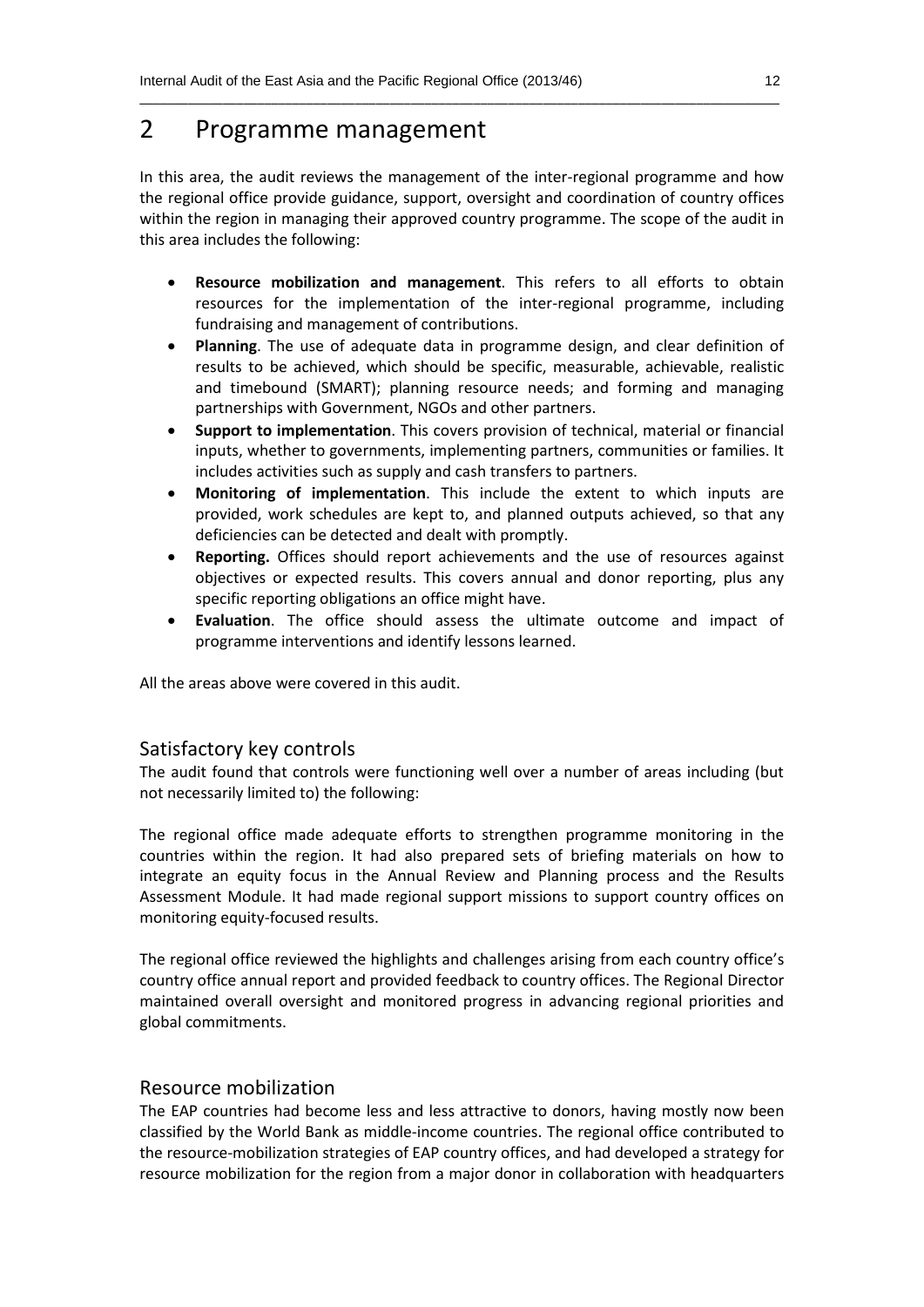# 2 Programme management

In this area, the audit reviews the management of the inter-regional programme and how the regional office provide guidance, support, oversight and coordination of country offices within the region in managing their approved country programme. The scope of the audit in this area includes the following:

- **Resource mobilization and management**. This refers to all efforts to obtain resources for the implementation of the inter-regional programme, including fundraising and management of contributions.
- **Planning**. The use of adequate data in programme design, and clear definition of results to be achieved, which should be specific, measurable, achievable, realistic and timebound (SMART); planning resource needs; and forming and managing partnerships with Government, NGOs and other partners.
- **Support to implementation**. This covers provision of technical, material or financial inputs, whether to governments, implementing partners, communities or families. It includes activities such as supply and cash transfers to partners.
- **Monitoring of implementation**. This include the extent to which inputs are provided, work schedules are kept to, and planned outputs achieved, so that any deficiencies can be detected and dealt with promptly.
- **Reporting.** Offices should report achievements and the use of resources against objectives or expected results. This covers annual and donor reporting, plus any specific reporting obligations an office might have.
- **Evaluation**. The office should assess the ultimate outcome and impact of programme interventions and identify lessons learned.

All the areas above were covered in this audit.

## Satisfactory key controls

The audit found that controls were functioning well over a number of areas including (but not necessarily limited to) the following:

The regional office made adequate efforts to strengthen programme monitoring in the countries within the region. It had also prepared sets of briefing materials on how to integrate an equity focus in the Annual Review and Planning process and the Results Assessment Module. It had made regional support missions to support country offices on monitoring equity-focused results.

The regional office reviewed the highlights and challenges arising from each country office's country office annual report and provided feedback to country offices. The Regional Director maintained overall oversight and monitored progress in advancing regional priorities and global commitments.

## Resource mobilization

The EAP countries had become less and less attractive to donors, having mostly now been classified by the World Bank as middle-income countries. The regional office contributed to the resource-mobilization strategies of EAP country offices, and had developed a strategy for resource mobilization for the region from a major donor in collaboration with headquarters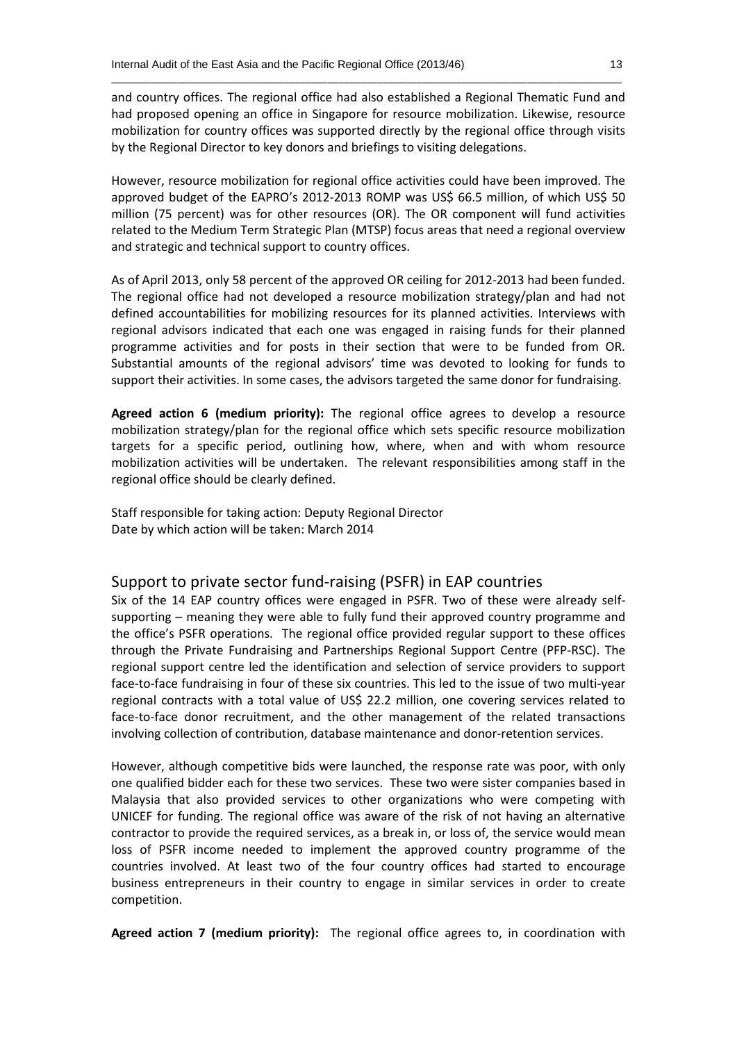and country offices. The regional office had also established a Regional Thematic Fund and had proposed opening an office in Singapore for resource mobilization. Likewise, resource mobilization for country offices was supported directly by the regional office through visits by the Regional Director to key donors and briefings to visiting delegations.

However, resource mobilization for regional office activities could have been improved. The approved budget of the EAPRO's 2012-2013 ROMP was US$ 66.5 million, of which US$ 50 million (75 percent) was for other resources (OR). The OR component will fund activities related to the Medium Term Strategic Plan (MTSP) focus areas that need a regional overview and strategic and technical support to country offices.

As of April 2013, only 58 percent of the approved OR ceiling for 2012-2013 had been funded. The regional office had not developed a resource mobilization strategy/plan and had not defined accountabilities for mobilizing resources for its planned activities. Interviews with regional advisors indicated that each one was engaged in raising funds for their planned programme activities and for posts in their section that were to be funded from OR. Substantial amounts of the regional advisors' time was devoted to looking for funds to support their activities. In some cases, the advisors targeted the same donor for fundraising.

**Agreed action 6 (medium priority):** The regional office agrees to develop a resource mobilization strategy/plan for the regional office which sets specific resource mobilization targets for a specific period, outlining how, where, when and with whom resource mobilization activities will be undertaken. The relevant responsibilities among staff in the regional office should be clearly defined.

Staff responsible for taking action: Deputy Regional Director
Date by which action will be taken: March 2014

## Support to private sector fund-raising (PSFR) in EAP countries

Six of the 14 EAP country offices were engaged in PSFR. Two of these were already self-supporting – meaning they were able to fully fund their approved country programme and the office's PSFR operations. The regional office provided regular support to these offices through the Private Fundraising and Partnerships Regional Support Centre (PFP-RSC). The regional support centre led the identification and selection of service providers to support face-to-face fundraising in four of these six countries. This led to the issue of two multi-year regional contracts with a total value of US$ 22.2 million, one covering services related to face-to-face donor recruitment, and the other management of the related transactions involving collection of contribution, database maintenance and donor-retention services.

However, although competitive bids were launched, the response rate was poor, with only one qualified bidder each for these two services. These two were sister companies based in Malaysia that also provided services to other organizations who were competing with UNICEF for funding. The regional office was aware of the risk of not having an alternative contractor to provide the required services, as a break in, or loss of, the service would mean loss of PSFR income needed to implement the approved country programme of the countries involved. At least two of the four country offices had started to encourage business entrepreneurs in their country to engage in similar services in order to create competition.

**Agreed action 7 (medium priority):** The regional office agrees to, in coordination with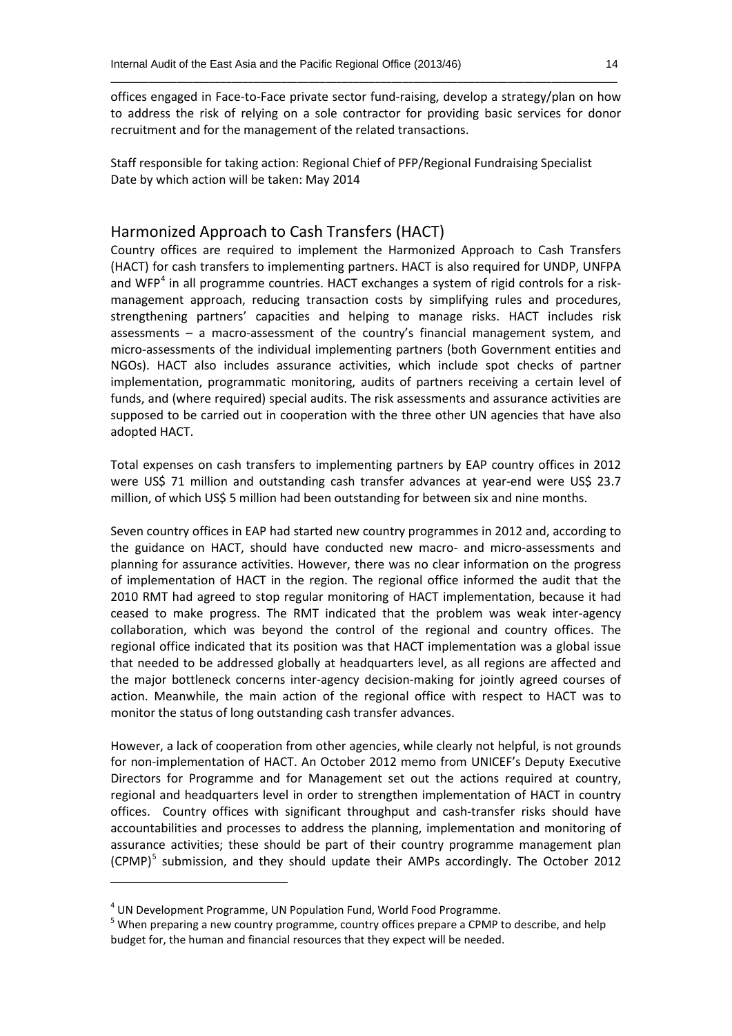offices engaged in Face-to-Face private sector fund-raising, develop a strategy/plan on how to address the risk of relying on a sole contractor for providing basic services for donor recruitment and for the management of the related transactions.

Staff responsible for taking action: Regional Chief of PFP/Regional Fundraising Specialist
Date by which action will be taken: May 2014

## Harmonized Approach to Cash Transfers (HACT)

Country offices are required to implement the Harmonized Approach to Cash Transfers (HACT) for cash transfers to implementing partners. HACT is also required for UNDP, UNFPA and WFP[4] in all programme countries. HACT exchanges a system of rigid controls for a risk-management approach, reducing transaction costs by simplifying rules and procedures, strengthening partners' capacities and helping to manage risks. HACT includes risk assessments – a macro-assessment of the country's financial management system, and micro-assessments of the individual implementing partners (both Government entities and NGOs). HACT also includes assurance activities, which include spot checks of partner implementation, programmatic monitoring, audits of partners receiving a certain level of funds, and (where required) special audits. The risk assessments and assurance activities are supposed to be carried out in cooperation with the three other UN agencies that have also adopted HACT.

Total expenses on cash transfers to implementing partners by EAP country offices in 2012 were US$ 71 million and outstanding cash transfer advances at year-end were US$ 23.7 million, of which US$ 5 million had been outstanding for between six and nine months.

Seven country offices in EAP had started new country programmes in 2012 and, according to the guidance on HACT, should have conducted new macro- and micro-assessments and planning for assurance activities. However, there was no clear information on the progress of implementation of HACT in the region. The regional office informed the audit that the 2010 RMT had agreed to stop regular monitoring of HACT implementation, because it had ceased to make progress. The RMT indicated that the problem was weak inter-agency collaboration, which was beyond the control of the regional and country offices. The regional office indicated that its position was that HACT implementation was a global issue that needed to be addressed globally at headquarters level, as all regions are affected and the major bottleneck concerns inter-agency decision-making for jointly agreed courses of action. Meanwhile, the main action of the regional office with respect to HACT was to monitor the status of long outstanding cash transfer advances.

However, a lack of cooperation from other agencies, while clearly not helpful, is not grounds for non-implementation of HACT. An October 2012 memo from UNICEF's Deputy Executive Directors for Programme and for Management set out the actions required at country, regional and headquarters level in order to strengthen implementation of HACT in country offices. Country offices with significant throughput and cash-transfer risks should have accountabilities and processes to address the planning, implementation and monitoring of assurance activities; these should be part of their country programme management plan (CPMP)[5] submission, and they should update their AMPs accordingly. The October 2012

---

[4] UN Development Programme, UN Population Fund, World Food Programme.

[5] When preparing a new country programme, country offices prepare a CPMP to describe, and help budget for, the human and financial resources that they expect will be needed.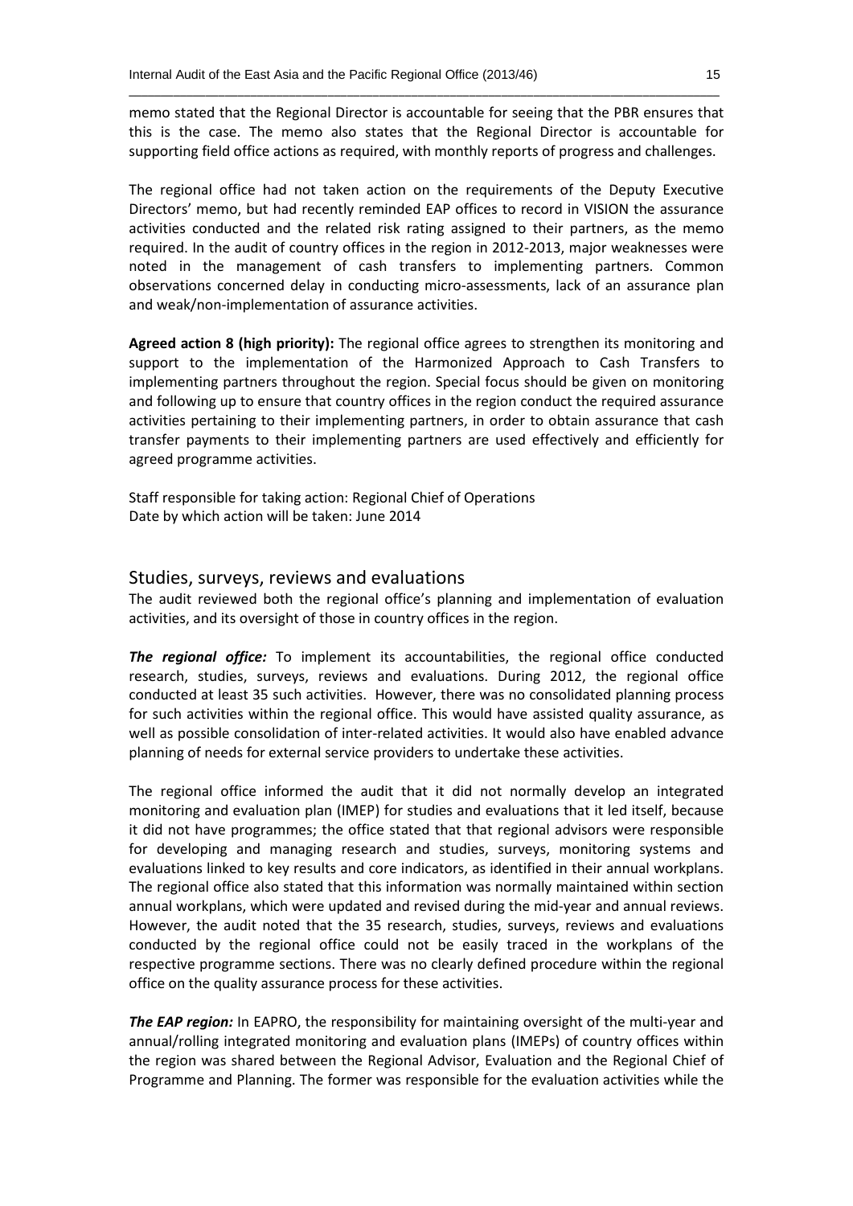memo stated that the Regional Director is accountable for seeing that the PBR ensures that this is the case. The memo also states that the Regional Director is accountable for supporting field office actions as required, with monthly reports of progress and challenges.

The regional office had not taken action on the requirements of the Deputy Executive Directors' memo, but had recently reminded EAP offices to record in VISION the assurance activities conducted and the related risk rating assigned to their partners, as the memo required. In the audit of country offices in the region in 2012-2013, major weaknesses were noted in the management of cash transfers to implementing partners. Common observations concerned delay in conducting micro-assessments, lack of an assurance plan and weak/non-implementation of assurance activities.

**Agreed action 8 (high priority):** The regional office agrees to strengthen its monitoring and support to the implementation of the Harmonized Approach to Cash Transfers to implementing partners throughout the region. Special focus should be given on monitoring and following up to ensure that country offices in the region conduct the required assurance activities pertaining to their implementing partners, in order to obtain assurance that cash transfer payments to their implementing partners are used effectively and efficiently for agreed programme activities.

Staff responsible for taking action: Regional Chief of Operations
Date by which action will be taken: June 2014

## Studies, surveys, reviews and evaluations

The audit reviewed both the regional office's planning and implementation of evaluation activities, and its oversight of those in country offices in the region.

***The regional office:*** To implement its accountabilities, the regional office conducted research, studies, surveys, reviews and evaluations. During 2012, the regional office conducted at least 35 such activities. However, there was no consolidated planning process for such activities within the regional office. This would have assisted quality assurance, as well as possible consolidation of inter-related activities. It would also have enabled advance planning of needs for external service providers to undertake these activities.

The regional office informed the audit that it did not normally develop an integrated monitoring and evaluation plan (IMEP) for studies and evaluations that it led itself, because it did not have programmes; the office stated that that regional advisors were responsible for developing and managing research and studies, surveys, monitoring systems and evaluations linked to key results and core indicators, as identified in their annual workplans. The regional office also stated that this information was normally maintained within section annual workplans, which were updated and revised during the mid-year and annual reviews. However, the audit noted that the 35 research, studies, surveys, reviews and evaluations conducted by the regional office could not be easily traced in the workplans of the respective programme sections. There was no clearly defined procedure within the regional office on the quality assurance process for these activities.

***The EAP region:*** In EAPRO, the responsibility for maintaining oversight of the multi-year and annual/rolling integrated monitoring and evaluation plans (IMEPs) of country offices within the region was shared between the Regional Advisor, Evaluation and the Regional Chief of Programme and Planning. The former was responsible for the evaluation activities while the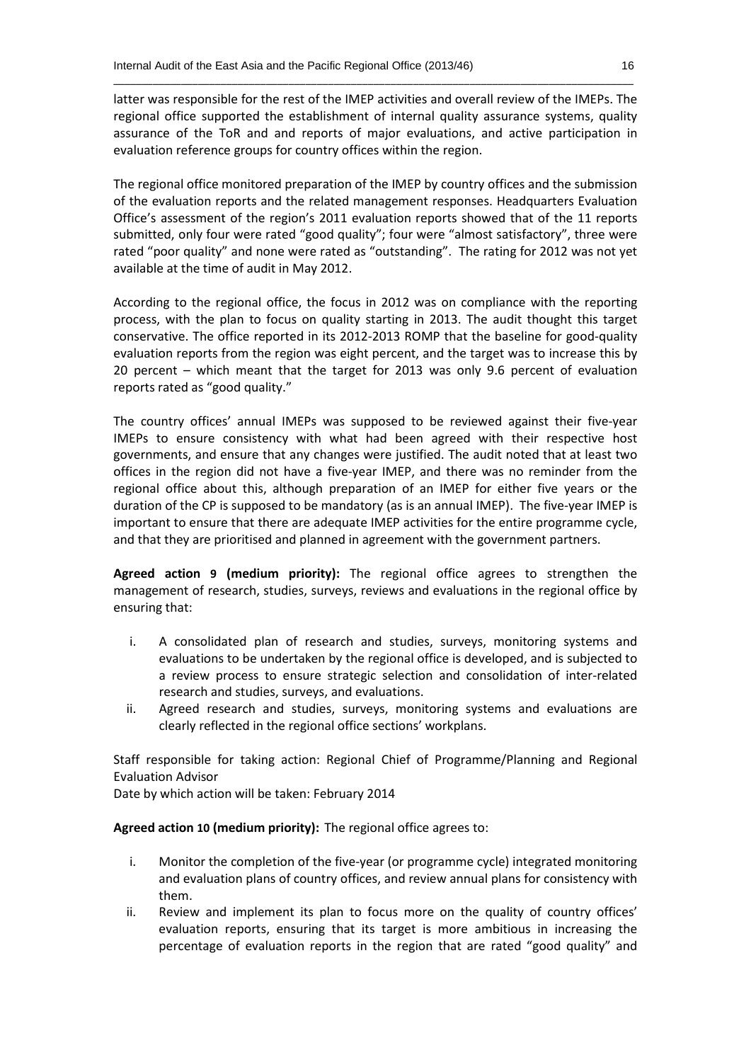latter was responsible for the rest of the IMEP activities and overall review of the IMEPs. The regional office supported the establishment of internal quality assurance systems, quality assurance of the ToR and and reports of major evaluations, and active participation in evaluation reference groups for country offices within the region.

The regional office monitored preparation of the IMEP by country offices and the submission of the evaluation reports and the related management responses. Headquarters Evaluation Office's assessment of the region's 2011 evaluation reports showed that of the 11 reports submitted, only four were rated "good quality"; four were "almost satisfactory", three were rated "poor quality" and none were rated as "outstanding". The rating for 2012 was not yet available at the time of audit in May 2012.

According to the regional office, the focus in 2012 was on compliance with the reporting process, with the plan to focus on quality starting in 2013. The audit thought this target conservative. The office reported in its 2012-2013 ROMP that the baseline for good-quality evaluation reports from the region was eight percent, and the target was to increase this by 20 percent – which meant that the target for 2013 was only 9.6 percent of evaluation reports rated as "good quality."

The country offices' annual IMEPs was supposed to be reviewed against their five-year IMEPs to ensure consistency with what had been agreed with their respective host governments, and ensure that any changes were justified. The audit noted that at least two offices in the region did not have a five-year IMEP, and there was no reminder from the regional office about this, although preparation of an IMEP for either five years or the duration of the CP is supposed to be mandatory (as is an annual IMEP). The five-year IMEP is important to ensure that there are adequate IMEP activities for the entire programme cycle, and that they are prioritised and planned in agreement with the government partners.

**Agreed action 9 (medium priority):** The regional office agrees to strengthen the management of research, studies, surveys, reviews and evaluations in the regional office by ensuring that:

i. A consolidated plan of research and studies, surveys, monitoring systems and evaluations to be undertaken by the regional office is developed, and is subjected to a review process to ensure strategic selection and consolidation of inter-related research and studies, surveys, and evaluations.
ii. Agreed research and studies, surveys, monitoring systems and evaluations are clearly reflected in the regional office sections' workplans.

Staff responsible for taking action: Regional Chief of Programme/Planning and Regional Evaluation Advisor
Date by which action will be taken: February 2014

**Agreed action 10 (medium priority):** The regional office agrees to:

i. Monitor the completion of the five-year (or programme cycle) integrated monitoring and evaluation plans of country offices, and review annual plans for consistency with them.
ii. Review and implement its plan to focus more on the quality of country offices' evaluation reports, ensuring that its target is more ambitious in increasing the percentage of evaluation reports in the region that are rated "good quality" and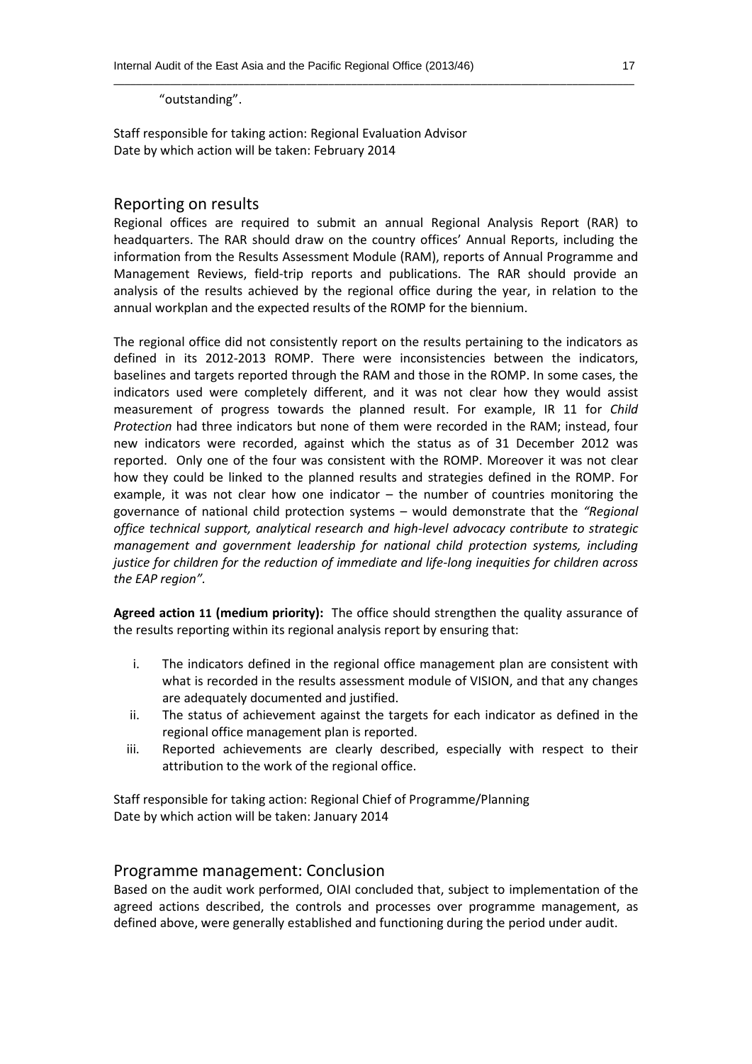"outstanding".

Staff responsible for taking action: Regional Evaluation Advisor
Date by which action will be taken: February 2014

## Reporting on results

Regional offices are required to submit an annual Regional Analysis Report (RAR) to headquarters. The RAR should draw on the country offices' Annual Reports, including the information from the Results Assessment Module (RAM), reports of Annual Programme and Management Reviews, field-trip reports and publications. The RAR should provide an analysis of the results achieved by the regional office during the year, in relation to the annual workplan and the expected results of the ROMP for the biennium.

The regional office did not consistently report on the results pertaining to the indicators as defined in its 2012-2013 ROMP. There were inconsistencies between the indicators, baselines and targets reported through the RAM and those in the ROMP. In some cases, the indicators used were completely different, and it was not clear how they would assist measurement of progress towards the planned result. For example, IR 11 for *Child Protection* had three indicators but none of them were recorded in the RAM; instead, four new indicators were recorded, against which the status as of 31 December 2012 was reported. Only one of the four was consistent with the ROMP. Moreover it was not clear how they could be linked to the planned results and strategies defined in the ROMP. For example, it was not clear how one indicator – the number of countries monitoring the governance of national child protection systems – would demonstrate that the *"Regional office technical support, analytical research and high-level advocacy contribute to strategic management and government leadership for national child protection systems, including justice for children for the reduction of immediate and life-long inequities for children across the EAP region"*.

**Agreed action 11 (medium priority):** The office should strengthen the quality assurance of the results reporting within its regional analysis report by ensuring that:

i. The indicators defined in the regional office management plan are consistent with what is recorded in the results assessment module of VISION, and that any changes are adequately documented and justified.
ii. The status of achievement against the targets for each indicator as defined in the regional office management plan is reported.
iii. Reported achievements are clearly described, especially with respect to their attribution to the work of the regional office.

Staff responsible for taking action: Regional Chief of Programme/Planning
Date by which action will be taken: January 2014

## Programme management: Conclusion

Based on the audit work performed, OIAI concluded that, subject to implementation of the agreed actions described, the controls and processes over programme management, as defined above, were generally established and functioning during the period under audit.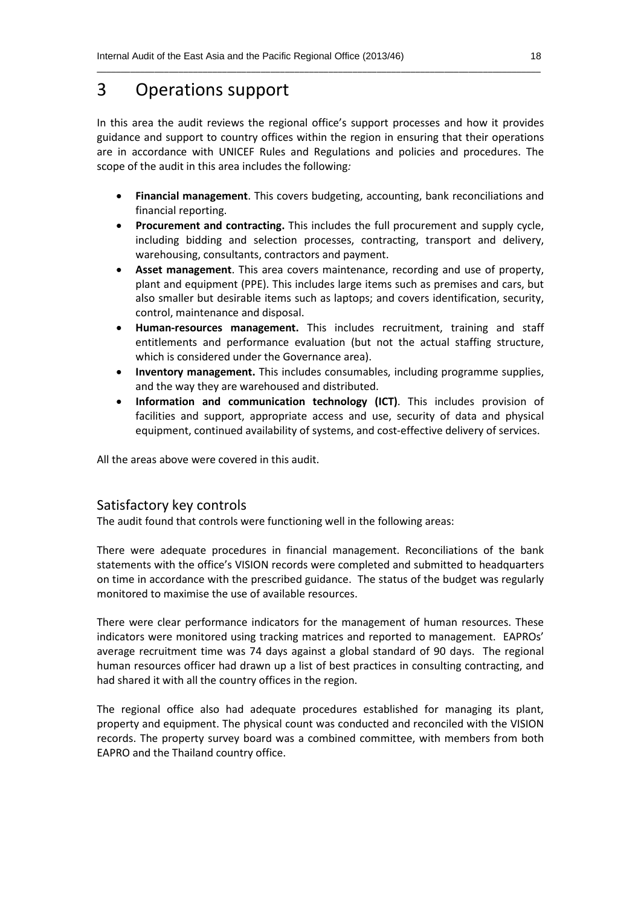# 3 Operations support

In this area the audit reviews the regional office's support processes and how it provides guidance and support to country offices within the region in ensuring that their operations are in accordance with UNICEF Rules and Regulations and policies and procedures. The scope of the audit in this area includes the following*:*

- **Financial management**. This covers budgeting, accounting, bank reconciliations and financial reporting.
- **Procurement and contracting.** This includes the full procurement and supply cycle, including bidding and selection processes, contracting, transport and delivery, warehousing, consultants, contractors and payment.
- **Asset management**. This area covers maintenance, recording and use of property, plant and equipment (PPE). This includes large items such as premises and cars, but also smaller but desirable items such as laptops; and covers identification, security, control, maintenance and disposal.
- **Human-resources management.** This includes recruitment, training and staff entitlements and performance evaluation (but not the actual staffing structure, which is considered under the Governance area).
- **Inventory management.** This includes consumables, including programme supplies, and the way they are warehoused and distributed.
- **Information and communication technology (ICT)**. This includes provision of facilities and support, appropriate access and use, security of data and physical equipment, continued availability of systems, and cost-effective delivery of services.

All the areas above were covered in this audit.

## Satisfactory key controls

The audit found that controls were functioning well in the following areas:

There were adequate procedures in financial management. Reconciliations of the bank statements with the office's VISION records were completed and submitted to headquarters on time in accordance with the prescribed guidance. The status of the budget was regularly monitored to maximise the use of available resources.

There were clear performance indicators for the management of human resources. These indicators were monitored using tracking matrices and reported to management. EAPROs' average recruitment time was 74 days against a global standard of 90 days. The regional human resources officer had drawn up a list of best practices in consulting contracting, and had shared it with all the country offices in the region.

The regional office also had adequate procedures established for managing its plant, property and equipment. The physical count was conducted and reconciled with the VISION records. The property survey board was a combined committee, with members from both EAPRO and the Thailand country office.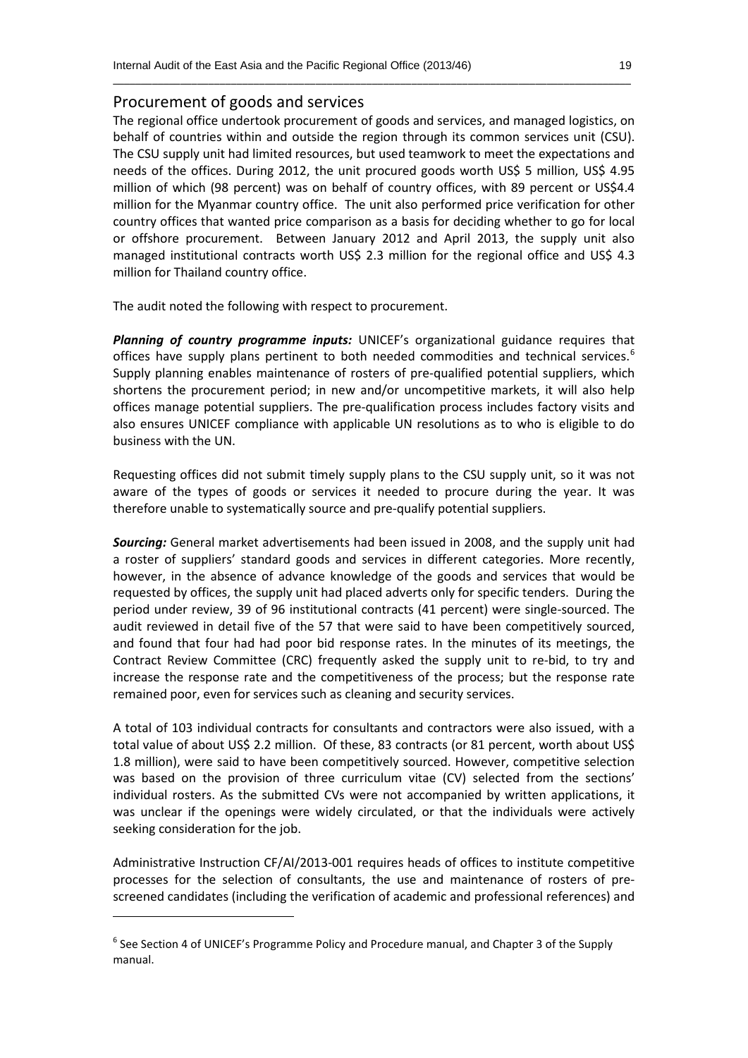## Procurement of goods and services

The regional office undertook procurement of goods and services, and managed logistics, on behalf of countries within and outside the region through its common services unit (CSU). The CSU supply unit had limited resources, but used teamwork to meet the expectations and needs of the offices. During 2012, the unit procured goods worth US$ 5 million, US$ 4.95 million of which (98 percent) was on behalf of country offices, with 89 percent or US$4.4 million for the Myanmar country office. The unit also performed price verification for other country offices that wanted price comparison as a basis for deciding whether to go for local or offshore procurement. Between January 2012 and April 2013, the supply unit also managed institutional contracts worth US$ 2.3 million for the regional office and US$ 4.3 million for Thailand country office.

The audit noted the following with respect to procurement.

***Planning of country programme inputs:*** UNICEF's organizational guidance requires that offices have supply plans pertinent to both needed commodities and technical services.[6] Supply planning enables maintenance of rosters of pre-qualified potential suppliers, which shortens the procurement period; in new and/or uncompetitive markets, it will also help offices manage potential suppliers. The pre-qualification process includes factory visits and also ensures UNICEF compliance with applicable UN resolutions as to who is eligible to do business with the UN.

Requesting offices did not submit timely supply plans to the CSU supply unit, so it was not aware of the types of goods or services it needed to procure during the year. It was therefore unable to systematically source and pre-qualify potential suppliers.

***Sourcing:*** General market advertisements had been issued in 2008, and the supply unit had a roster of suppliers' standard goods and services in different categories. More recently, however, in the absence of advance knowledge of the goods and services that would be requested by offices, the supply unit had placed adverts only for specific tenders. During the period under review, 39 of 96 institutional contracts (41 percent) were single-sourced. The audit reviewed in detail five of the 57 that were said to have been competitively sourced, and found that four had had poor bid response rates. In the minutes of its meetings, the Contract Review Committee (CRC) frequently asked the supply unit to re-bid, to try and increase the response rate and the competitiveness of the process; but the response rate remained poor, even for services such as cleaning and security services.

A total of 103 individual contracts for consultants and contractors were also issued, with a total value of about US$ 2.2 million. Of these, 83 contracts (or 81 percent, worth about US$ 1.8 million), were said to have been competitively sourced. However, competitive selection was based on the provision of three curriculum vitae (CV) selected from the sections' individual rosters. As the submitted CVs were not accompanied by written applications, it was unclear if the openings were widely circulated, or that the individuals were actively seeking consideration for the job.

Administrative Instruction CF/AI/2013-001 requires heads of offices to institute competitive processes for the selection of consultants, the use and maintenance of rosters of pre-screened candidates (including the verification of academic and professional references) and

---

[6] See Section 4 of UNICEF's Programme Policy and Procedure manual, and Chapter 3 of the Supply manual.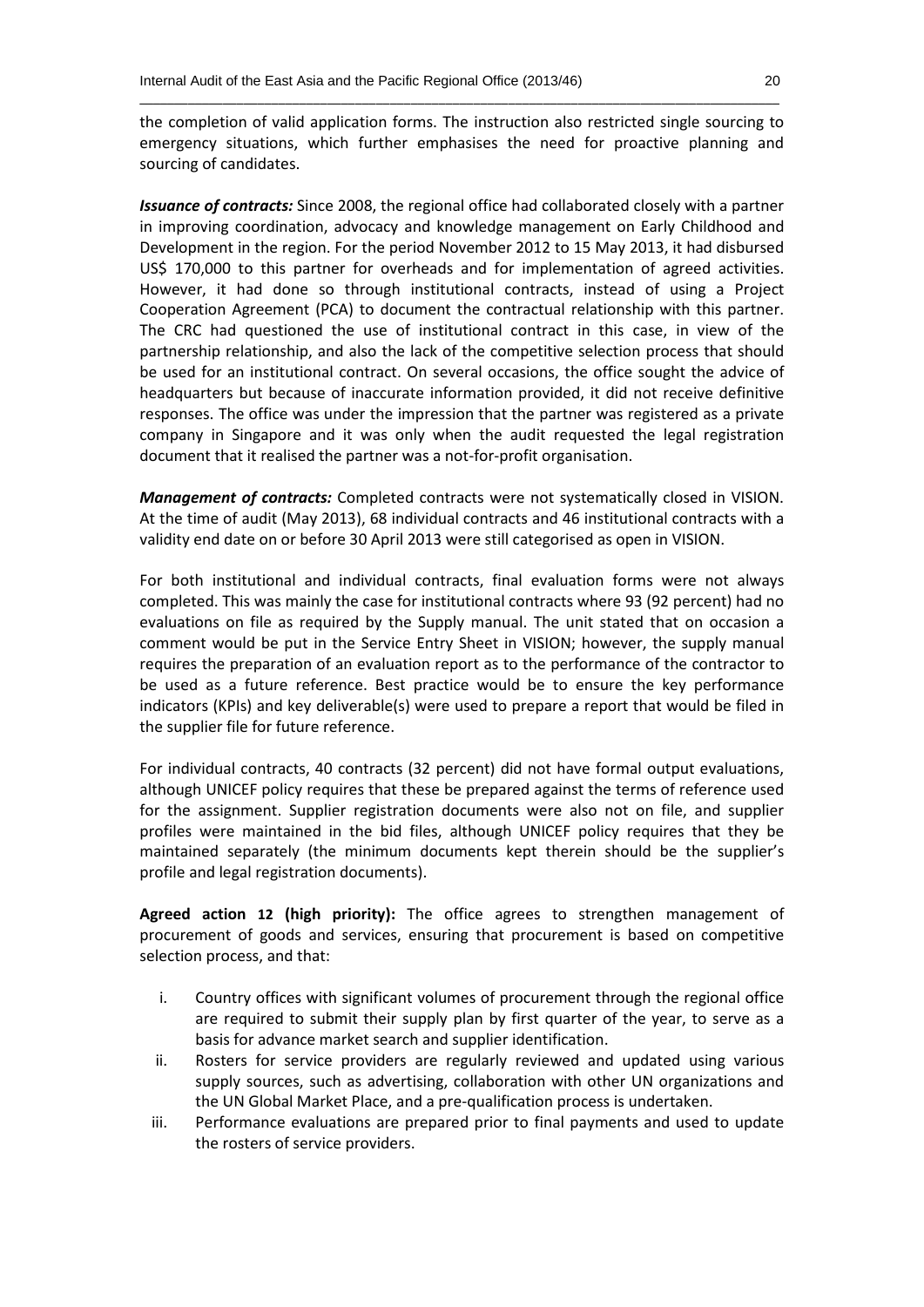the completion of valid application forms. The instruction also restricted single sourcing to emergency situations, which further emphasises the need for proactive planning and sourcing of candidates.

***Issuance of contracts:*** Since 2008, the regional office had collaborated closely with a partner in improving coordination, advocacy and knowledge management on Early Childhood and Development in the region. For the period November 2012 to 15 May 2013, it had disbursed US$ 170,000 to this partner for overheads and for implementation of agreed activities. However, it had done so through institutional contracts, instead of using a Project Cooperation Agreement (PCA) to document the contractual relationship with this partner. The CRC had questioned the use of institutional contract in this case, in view of the partnership relationship, and also the lack of the competitive selection process that should be used for an institutional contract. On several occasions, the office sought the advice of headquarters but because of inaccurate information provided, it did not receive definitive responses. The office was under the impression that the partner was registered as a private company in Singapore and it was only when the audit requested the legal registration document that it realised the partner was a not-for-profit organisation.

***Management of contracts:*** Completed contracts were not systematically closed in VISION. At the time of audit (May 2013), 68 individual contracts and 46 institutional contracts with a validity end date on or before 30 April 2013 were still categorised as open in VISION.

For both institutional and individual contracts, final evaluation forms were not always completed. This was mainly the case for institutional contracts where 93 (92 percent) had no evaluations on file as required by the Supply manual. The unit stated that on occasion a comment would be put in the Service Entry Sheet in VISION; however, the supply manual requires the preparation of an evaluation report as to the performance of the contractor to be used as a future reference. Best practice would be to ensure the key performance indicators (KPIs) and key deliverable(s) were used to prepare a report that would be filed in the supplier file for future reference.

For individual contracts, 40 contracts (32 percent) did not have formal output evaluations, although UNICEF policy requires that these be prepared against the terms of reference used for the assignment. Supplier registration documents were also not on file, and supplier profiles were maintained in the bid files, although UNICEF policy requires that they be maintained separately (the minimum documents kept therein should be the supplier's profile and legal registration documents).

**Agreed action 12 (high priority):** The office agrees to strengthen management of procurement of goods and services, ensuring that procurement is based on competitive selection process, and that:

i. Country offices with significant volumes of procurement through the regional office are required to submit their supply plan by first quarter of the year, to serve as a basis for advance market search and supplier identification.
ii. Rosters for service providers are regularly reviewed and updated using various supply sources, such as advertising, collaboration with other UN organizations and the UN Global Market Place, and a pre-qualification process is undertaken.
iii. Performance evaluations are prepared prior to final payments and used to update the rosters of service providers.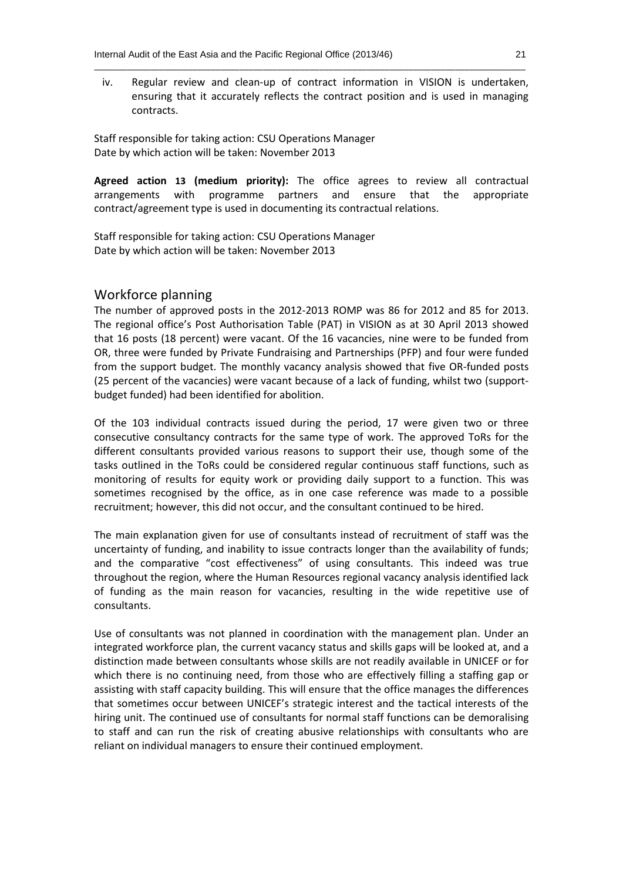iv. Regular review and clean-up of contract information in VISION is undertaken, ensuring that it accurately reflects the contract position and is used in managing contracts.

Staff responsible for taking action: CSU Operations Manager
Date by which action will be taken: November 2013

**Agreed action 13 (medium priority):** The office agrees to review all contractual arrangements with programme partners and ensure that the appropriate contract/agreement type is used in documenting its contractual relations.

Staff responsible for taking action: CSU Operations Manager
Date by which action will be taken: November 2013

## Workforce planning

The number of approved posts in the 2012-2013 ROMP was 86 for 2012 and 85 for 2013. The regional office's Post Authorisation Table (PAT) in VISION as at 30 April 2013 showed that 16 posts (18 percent) were vacant. Of the 16 vacancies, nine were to be funded from OR, three were funded by Private Fundraising and Partnerships (PFP) and four were funded from the support budget. The monthly vacancy analysis showed that five OR-funded posts (25 percent of the vacancies) were vacant because of a lack of funding, whilst two (support-budget funded) had been identified for abolition.

Of the 103 individual contracts issued during the period, 17 were given two or three consecutive consultancy contracts for the same type of work. The approved ToRs for the different consultants provided various reasons to support their use, though some of the tasks outlined in the ToRs could be considered regular continuous staff functions, such as monitoring of results for equity work or providing daily support to a function. This was sometimes recognised by the office, as in one case reference was made to a possible recruitment; however, this did not occur, and the consultant continued to be hired.

The main explanation given for use of consultants instead of recruitment of staff was the uncertainty of funding, and inability to issue contracts longer than the availability of funds; and the comparative "cost effectiveness" of using consultants. This indeed was true throughout the region, where the Human Resources regional vacancy analysis identified lack of funding as the main reason for vacancies, resulting in the wide repetitive use of consultants.

Use of consultants was not planned in coordination with the management plan. Under an integrated workforce plan, the current vacancy status and skills gaps will be looked at, and a distinction made between consultants whose skills are not readily available in UNICEF or for which there is no continuing need, from those who are effectively filling a staffing gap or assisting with staff capacity building. This will ensure that the office manages the differences that sometimes occur between UNICEF's strategic interest and the tactical interests of the hiring unit. The continued use of consultants for normal staff functions can be demoralising to staff and can run the risk of creating abusive relationships with consultants who are reliant on individual managers to ensure their continued employment.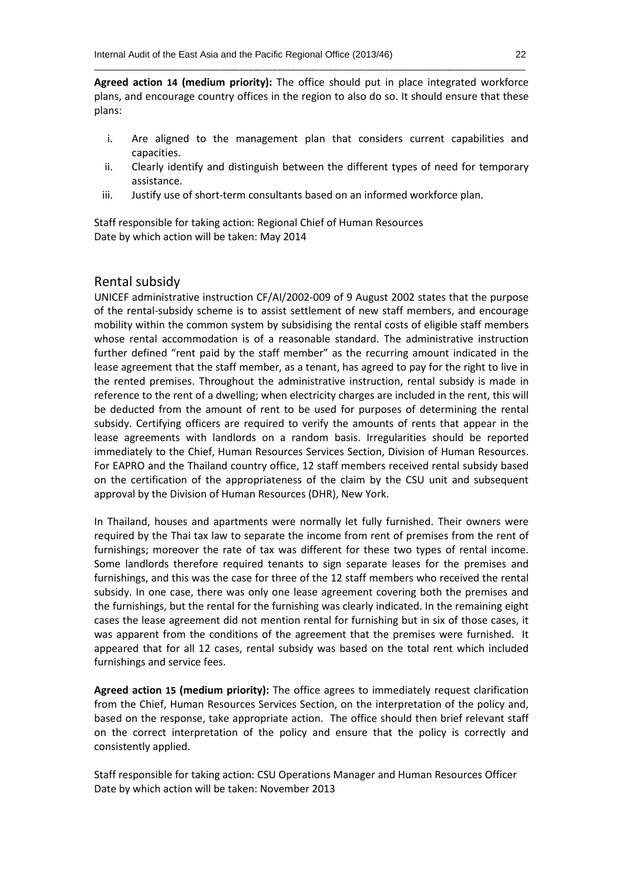**Agreed action 14 (medium priority):** The office should put in place integrated workforce plans, and encourage country offices in the region to also do so. It should ensure that these plans:

i. Are aligned to the management plan that considers current capabilities and capacities.
ii. Clearly identify and distinguish between the different types of need for temporary assistance.
iii. Justify use of short-term consultants based on an informed workforce plan.

Staff responsible for taking action: Regional Chief of Human Resources
Date by which action will be taken: May 2014

## Rental subsidy

UNICEF administrative instruction CF/AI/2002-009 of 9 August 2002 states that the purpose of the rental-subsidy scheme is to assist settlement of new staff members, and encourage mobility within the common system by subsidising the rental costs of eligible staff members whose rental accommodation is of a reasonable standard. The administrative instruction further defined "rent paid by the staff member" as the recurring amount indicated in the lease agreement that the staff member, as a tenant, has agreed to pay for the right to live in the rented premises. Throughout the administrative instruction, rental subsidy is made in reference to the rent of a dwelling; when electricity charges are included in the rent, this will be deducted from the amount of rent to be used for purposes of determining the rental subsidy. Certifying officers are required to verify the amounts of rents that appear in the lease agreements with landlords on a random basis. Irregularities should be reported immediately to the Chief, Human Resources Services Section, Division of Human Resources. For EAPRO and the Thailand country office, 12 staff members received rental subsidy based on the certification of the appropriateness of the claim by the CSU unit and subsequent approval by the Division of Human Resources (DHR), New York.

In Thailand, houses and apartments were normally let fully furnished. Their owners were required by the Thai tax law to separate the income from rent of premises from the rent of furnishings; moreover the rate of tax was different for these two types of rental income. Some landlords therefore required tenants to sign separate leases for the premises and furnishings, and this was the case for three of the 12 staff members who received the rental subsidy. In one case, there was only one lease agreement covering both the premises and the furnishings, but the rental for the furnishing was clearly indicated. In the remaining eight cases the lease agreement did not mention rental for furnishing but in six of those cases, it was apparent from the conditions of the agreement that the premises were furnished. It appeared that for all 12 cases, rental subsidy was based on the total rent which included furnishings and service fees.

**Agreed action 15 (medium priority):** The office agrees to immediately request clarification from the Chief, Human Resources Services Section, on the interpretation of the policy and, based on the response, take appropriate action. The office should then brief relevant staff on the correct interpretation of the policy and ensure that the policy is correctly and consistently applied.

Staff responsible for taking action: CSU Operations Manager and Human Resources Officer
Date by which action will be taken: November 2013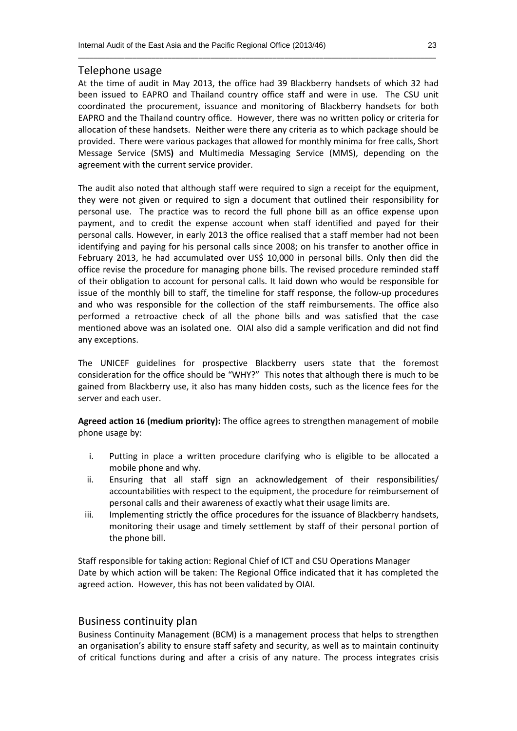## Telephone usage

At the time of audit in May 2013, the office had 39 Blackberry handsets of which 32 had been issued to EAPRO and Thailand country office staff and were in use. The CSU unit coordinated the procurement, issuance and monitoring of Blackberry handsets for both EAPRO and the Thailand country office. However, there was no written policy or criteria for allocation of these handsets. Neither were there any criteria as to which package should be provided. There were various packages that allowed for monthly minima for free calls, Short Message Service (SMS**)** and Multimedia Messaging Service (MMS), depending on the agreement with the current service provider.

The audit also noted that although staff were required to sign a receipt for the equipment, they were not given or required to sign a document that outlined their responsibility for personal use. The practice was to record the full phone bill as an office expense upon payment, and to credit the expense account when staff identified and payed for their personal calls. However, in early 2013 the office realised that a staff member had not been identifying and paying for his personal calls since 2008; on his transfer to another office in February 2013, he had accumulated over US$ 10,000 in personal bills. Only then did the office revise the procedure for managing phone bills. The revised procedure reminded staff of their obligation to account for personal calls. It laid down who would be responsible for issue of the monthly bill to staff, the timeline for staff response, the follow-up procedures and who was responsible for the collection of the staff reimbursements. The office also performed a retroactive check of all the phone bills and was satisfied that the case mentioned above was an isolated one. OIAI also did a sample verification and did not find any exceptions.

The UNICEF guidelines for prospective Blackberry users state that the foremost consideration for the office should be "WHY?" This notes that although there is much to be gained from Blackberry use, it also has many hidden costs, such as the licence fees for the server and each user.

**Agreed action 16 (medium priority):** The office agrees to strengthen management of mobile phone usage by:

i. Putting in place a written procedure clarifying who is eligible to be allocated a mobile phone and why.
ii. Ensuring that all staff sign an acknowledgement of their responsibilities/ accountabilities with respect to the equipment, the procedure for reimbursement of personal calls and their awareness of exactly what their usage limits are.
iii. Implementing strictly the office procedures for the issuance of Blackberry handsets, monitoring their usage and timely settlement by staff of their personal portion of the phone bill.

Staff responsible for taking action: Regional Chief of ICT and CSU Operations Manager
Date by which action will be taken: The Regional Office indicated that it has completed the agreed action. However, this has not been validated by OIAI.

## Business continuity plan

Business Continuity Management (BCM) is a management process that helps to strengthen an organisation's ability to ensure staff safety and security, as well as to maintain continuity of critical functions during and after a crisis of any nature. The process integrates crisis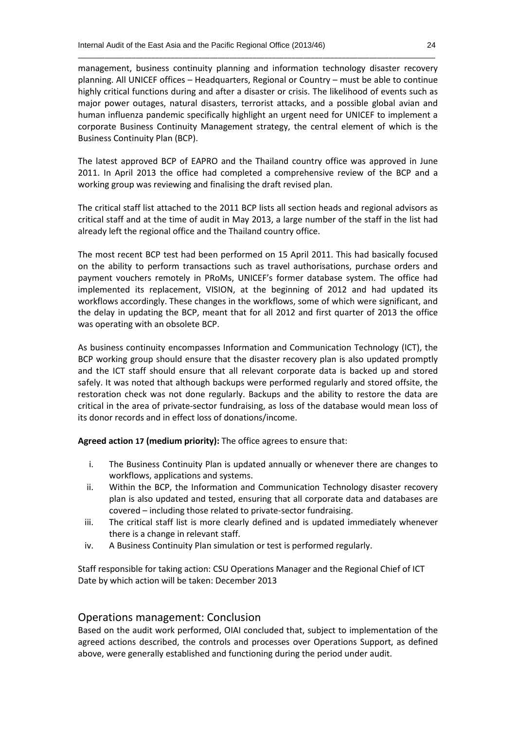management, business continuity planning and information technology disaster recovery planning. All UNICEF offices – Headquarters, Regional or Country – must be able to continue highly critical functions during and after a disaster or crisis. The likelihood of events such as major power outages, natural disasters, terrorist attacks, and a possible global avian and human influenza pandemic specifically highlight an urgent need for UNICEF to implement a corporate Business Continuity Management strategy, the central element of which is the Business Continuity Plan (BCP).

The latest approved BCP of EAPRO and the Thailand country office was approved in June 2011. In April 2013 the office had completed a comprehensive review of the BCP and a working group was reviewing and finalising the draft revised plan.

The critical staff list attached to the 2011 BCP lists all section heads and regional advisors as critical staff and at the time of audit in May 2013, a large number of the staff in the list had already left the regional office and the Thailand country office.

The most recent BCP test had been performed on 15 April 2011. This had basically focused on the ability to perform transactions such as travel authorisations, purchase orders and payment vouchers remotely in PRoMs, UNICEF's former database system. The office had implemented its replacement, VISION, at the beginning of 2012 and had updated its workflows accordingly. These changes in the workflows, some of which were significant, and the delay in updating the BCP, meant that for all 2012 and first quarter of 2013 the office was operating with an obsolete BCP.

As business continuity encompasses Information and Communication Technology (ICT), the BCP working group should ensure that the disaster recovery plan is also updated promptly and the ICT staff should ensure that all relevant corporate data is backed up and stored safely. It was noted that although backups were performed regularly and stored offsite, the restoration check was not done regularly. Backups and the ability to restore the data are critical in the area of private-sector fundraising, as loss of the database would mean loss of its donor records and in effect loss of donations/income.

**Agreed action 17 (medium priority):** The office agrees to ensure that:

i. The Business Continuity Plan is updated annually or whenever there are changes to workflows, applications and systems.
ii. Within the BCP, the Information and Communication Technology disaster recovery plan is also updated and tested, ensuring that all corporate data and databases are covered – including those related to private-sector fundraising.
iii. The critical staff list is more clearly defined and is updated immediately whenever there is a change in relevant staff.
iv. A Business Continuity Plan simulation or test is performed regularly.

Staff responsible for taking action: CSU Operations Manager and the Regional Chief of ICT
Date by which action will be taken: December 2013

## Operations management: Conclusion

Based on the audit work performed, OIAI concluded that, subject to implementation of the agreed actions described, the controls and processes over Operations Support, as defined above, were generally established and functioning during the period under audit.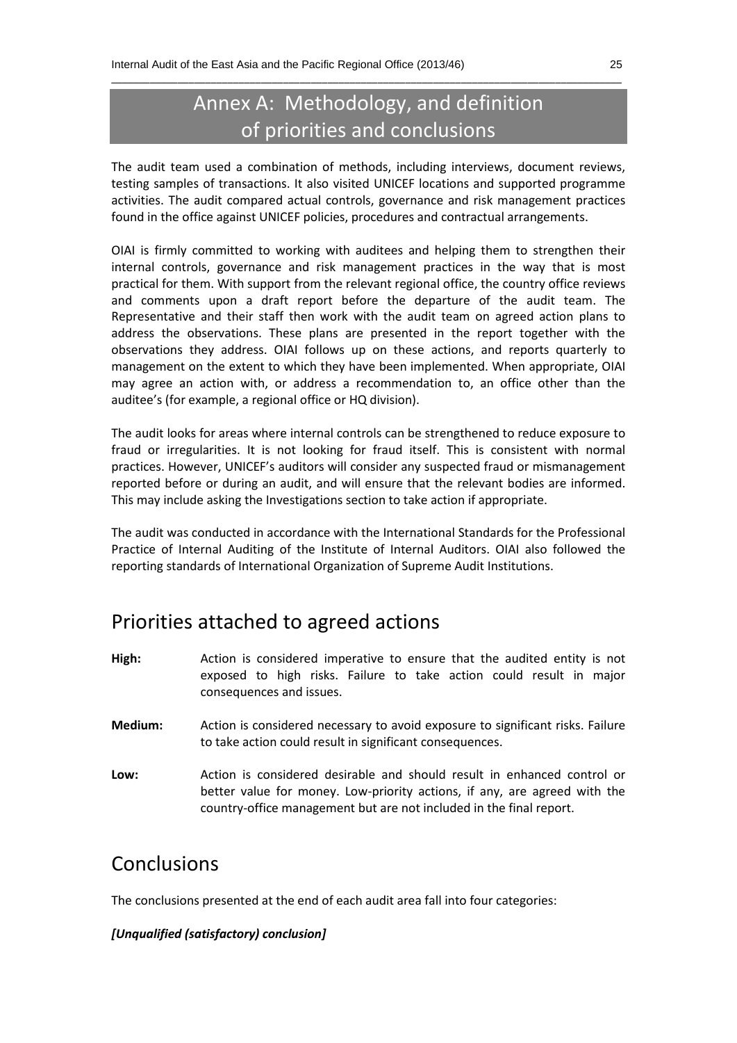# Annex A: Methodology, and definition of priorities and conclusions

The audit team used a combination of methods, including interviews, document reviews, testing samples of transactions. It also visited UNICEF locations and supported programme activities. The audit compared actual controls, governance and risk management practices found in the office against UNICEF policies, procedures and contractual arrangements.

OIAI is firmly committed to working with auditees and helping them to strengthen their internal controls, governance and risk management practices in the way that is most practical for them. With support from the relevant regional office, the country office reviews and comments upon a draft report before the departure of the audit team. The Representative and their staff then work with the audit team on agreed action plans to address the observations. These plans are presented in the report together with the observations they address. OIAI follows up on these actions, and reports quarterly to management on the extent to which they have been implemented. When appropriate, OIAI may agree an action with, or address a recommendation to, an office other than the auditee's (for example, a regional office or HQ division).

The audit looks for areas where internal controls can be strengthened to reduce exposure to fraud or irregularities. It is not looking for fraud itself. This is consistent with normal practices. However, UNICEF's auditors will consider any suspected fraud or mismanagement reported before or during an audit, and will ensure that the relevant bodies are informed. This may include asking the Investigations section to take action if appropriate.

The audit was conducted in accordance with the International Standards for the Professional Practice of Internal Auditing of the Institute of Internal Auditors. OIAI also followed the reporting standards of International Organization of Supreme Audit Institutions.

## Priorities attached to agreed actions

**High:** Action is considered imperative to ensure that the audited entity is not exposed to high risks. Failure to take action could result in major consequences and issues.

**Medium:** Action is considered necessary to avoid exposure to significant risks. Failure to take action could result in significant consequences.

**Low:** Action is considered desirable and should result in enhanced control or better value for money. Low-priority actions, if any, are agreed with the country-office management but are not included in the final report.

## Conclusions

The conclusions presented at the end of each audit area fall into four categories:

***[Unqualified (satisfactory) conclusion]***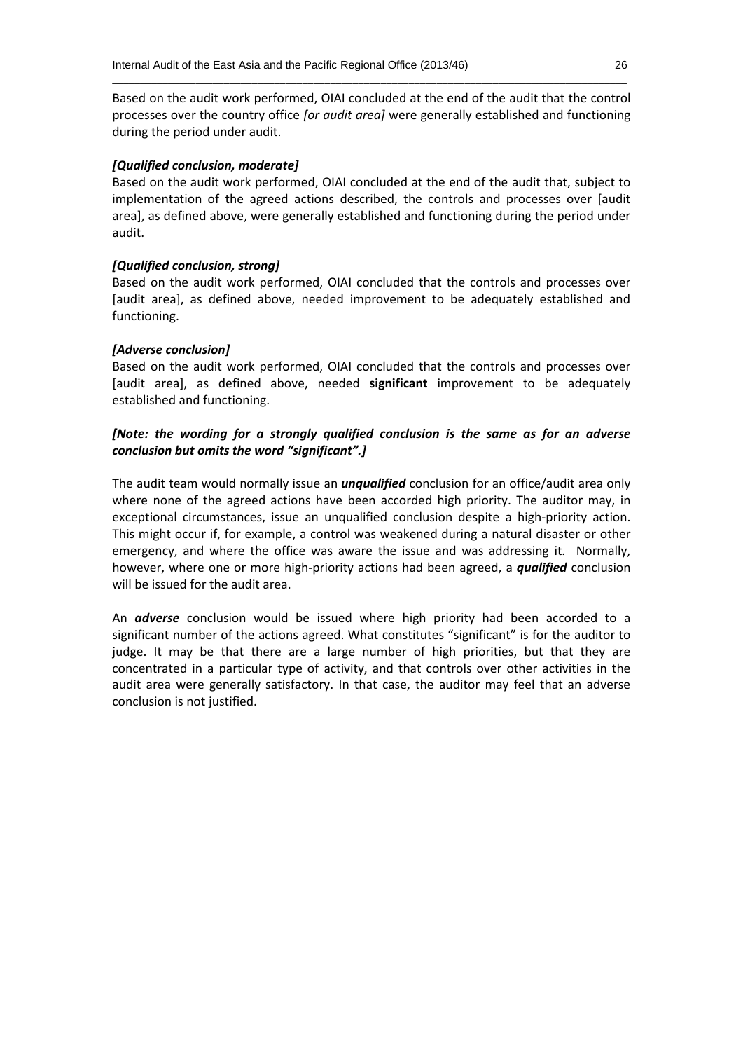Based on the audit work performed, OIAI concluded at the end of the audit that the control processes over the country office *[or audit area]* were generally established and functioning during the period under audit.

***[Qualified conclusion, moderate]***

Based on the audit work performed, OIAI concluded at the end of the audit that, subject to implementation of the agreed actions described, the controls and processes over [audit area], as defined above, were generally established and functioning during the period under audit.

***[Qualified conclusion, strong]***

Based on the audit work performed, OIAI concluded that the controls and processes over [audit area], as defined above, needed improvement to be adequately established and functioning.

***[Adverse conclusion]***

Based on the audit work performed, OIAI concluded that the controls and processes over [audit area], as defined above, needed **significant** improvement to be adequately established and functioning.

***[Note: the wording for a strongly qualified conclusion is the same as for an adverse conclusion but omits the word "significant".]***

The audit team would normally issue an ***unqualified*** conclusion for an office/audit area only where none of the agreed actions have been accorded high priority. The auditor may, in exceptional circumstances, issue an unqualified conclusion despite a high-priority action. This might occur if, for example, a control was weakened during a natural disaster or other emergency, and where the office was aware the issue and was addressing it. Normally, however, where one or more high-priority actions had been agreed, a ***qualified*** conclusion will be issued for the audit area.

An ***adverse*** conclusion would be issued where high priority had been accorded to a significant number of the actions agreed. What constitutes "significant" is for the auditor to judge. It may be that there are a large number of high priorities, but that they are concentrated in a particular type of activity, and that controls over other activities in the audit area were generally satisfactory. In that case, the auditor may feel that an adverse conclusion is not justified.